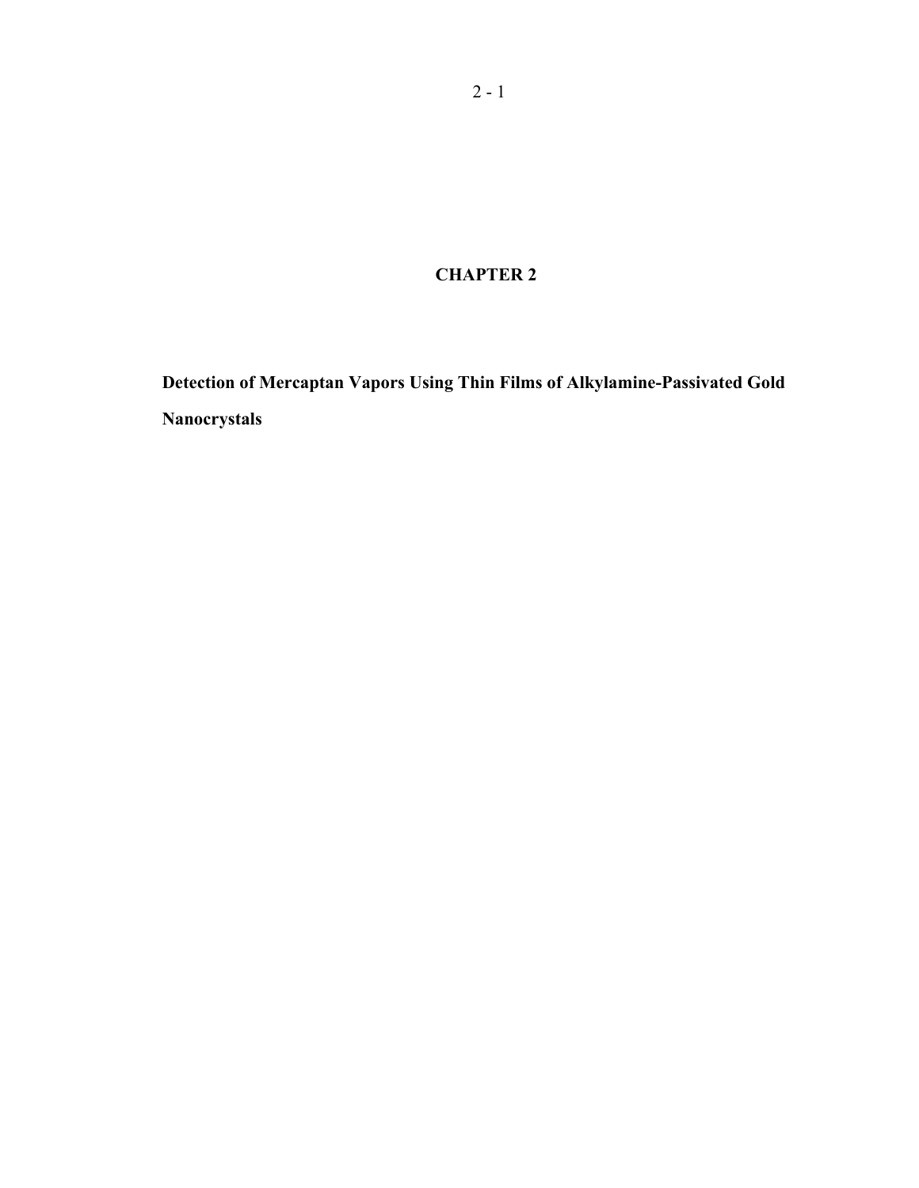# CHAPTER 2

## Detection of Mercaptan Vapors Using Thin Films of Alkylamine-Passivated Gold Nanocrystals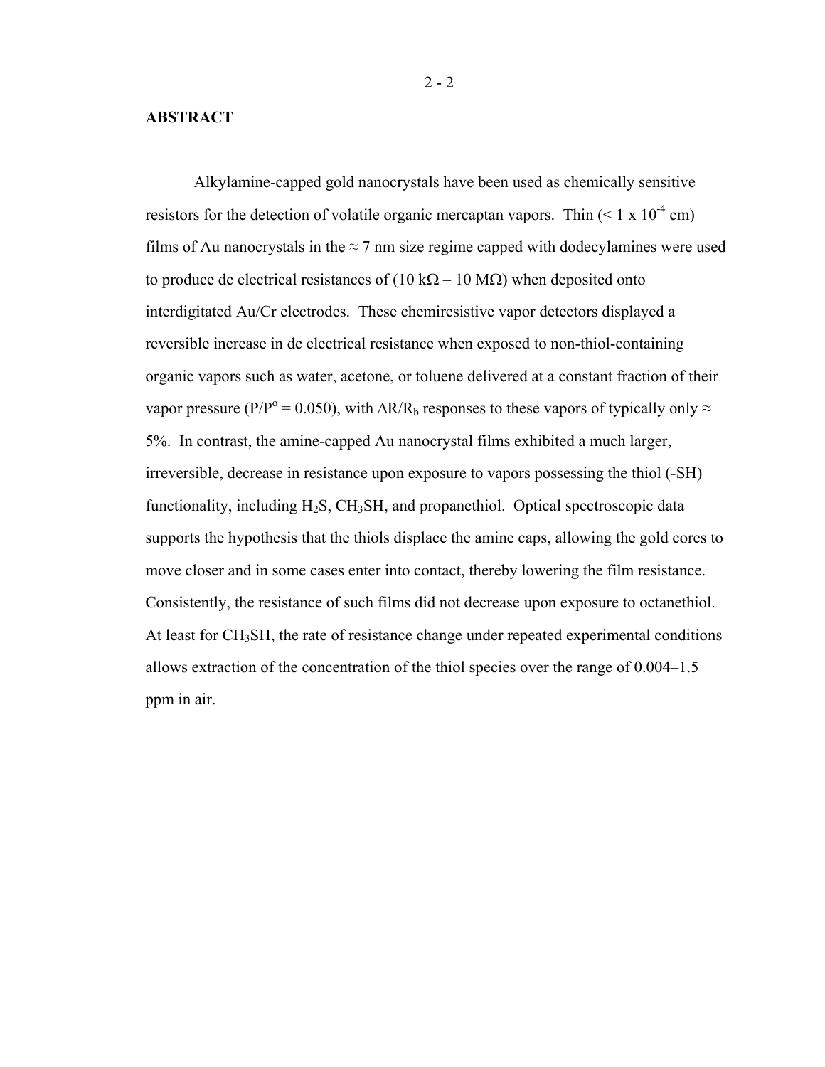## ABSTRACT

Alkylamine-capped gold nanocrystals have been used as chemically sensitive resistors for the detection of volatile organic mercaptan vapors. Thin ($< 1 \times 10^{-4}$ cm) films of Au nanocrystals in the ≈ 7 nm size regime capped with dodecylamines were used to produce dc electrical resistances of (10 kΩ – 10 MΩ) when deposited onto interdigitated Au/Cr electrodes. These chemiresistive vapor detectors displayed a reversible increase in dc electrical resistance when exposed to non-thiol-containing organic vapors such as water, acetone, or toluene delivered at a constant fraction of their vapor pressure ($P/P^o = 0.050$), with $\Delta R/R_b$ responses to these vapors of typically only ≈ 5%. In contrast, the amine-capped Au nanocrystal films exhibited a much larger, irreversible, decrease in resistance upon exposure to vapors possessing the thiol (-SH) functionality, including $H_2S$, $CH_3SH$, and propanethiol. Optical spectroscopic data supports the hypothesis that the thiols displace the amine caps, allowing the gold cores to move closer and in some cases enter into contact, thereby lowering the film resistance. Consistently, the resistance of such films did not decrease upon exposure to octanethiol. At least for $CH_3SH$, the rate of resistance change under repeated experimental conditions allows extraction of the concentration of the thiol species over the range of 0.004–1.5 ppm in air.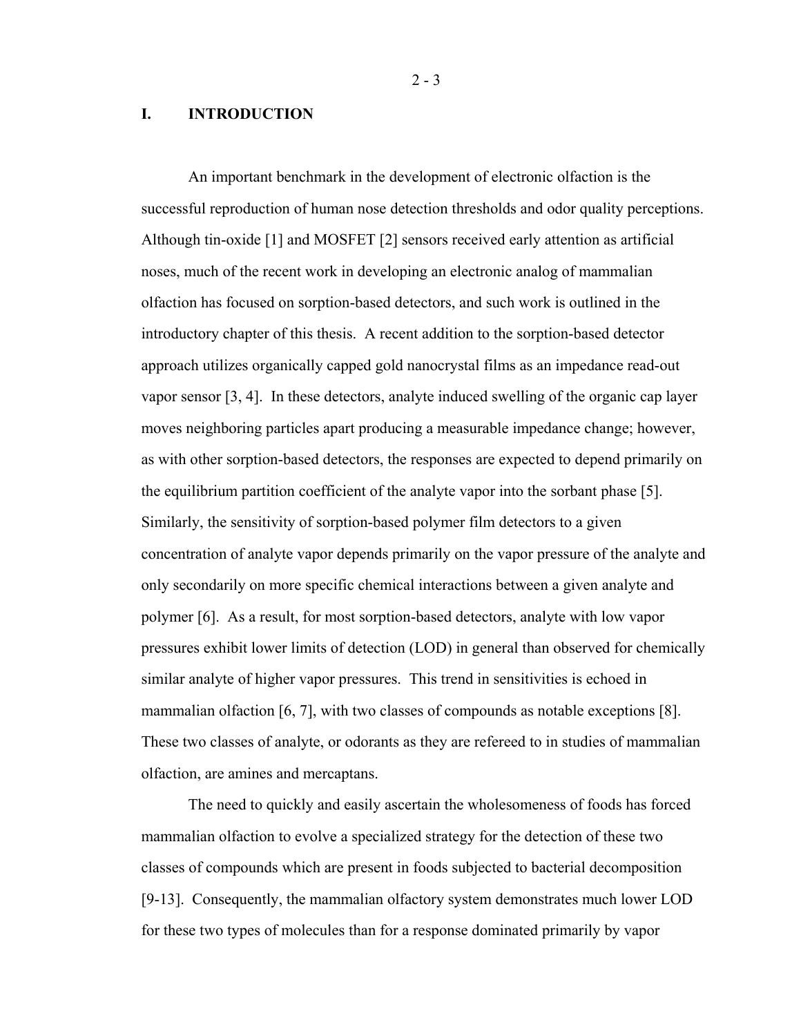# I. INTRODUCTION

An important benchmark in the development of electronic olfaction is the successful reproduction of human nose detection thresholds and odor quality perceptions. Although tin-oxide [1] and MOSFET [2] sensors received early attention as artificial noses, much of the recent work in developing an electronic analog of mammalian olfaction has focused on sorption-based detectors, and such work is outlined in the introductory chapter of this thesis. A recent addition to the sorption-based detector approach utilizes organically capped gold nanocrystal films as an impedance read-out vapor sensor [3, 4]. In these detectors, analyte induced swelling of the organic cap layer moves neighboring particles apart producing a measurable impedance change; however, as with other sorption-based detectors, the responses are expected to depend primarily on the equilibrium partition coefficient of the analyte vapor into the sorbant phase [5]. Similarly, the sensitivity of sorption-based polymer film detectors to a given concentration of analyte vapor depends primarily on the vapor pressure of the analyte and only secondarily on more specific chemical interactions between a given analyte and polymer [6]. As a result, for most sorption-based detectors, analyte with low vapor pressures exhibit lower limits of detection (LOD) in general than observed for chemically similar analyte of higher vapor pressures. This trend in sensitivities is echoed in mammalian olfaction [6, 7], with two classes of compounds as notable exceptions [8]. These two classes of analyte, or odorants as they are refereed to in studies of mammalian olfaction, are amines and mercaptans.

The need to quickly and easily ascertain the wholesomeness of foods has forced mammalian olfaction to evolve a specialized strategy for the detection of these two classes of compounds which are present in foods subjected to bacterial decomposition [9-13]. Consequently, the mammalian olfactory system demonstrates much lower LOD for these two types of molecules than for a response dominated primarily by vapor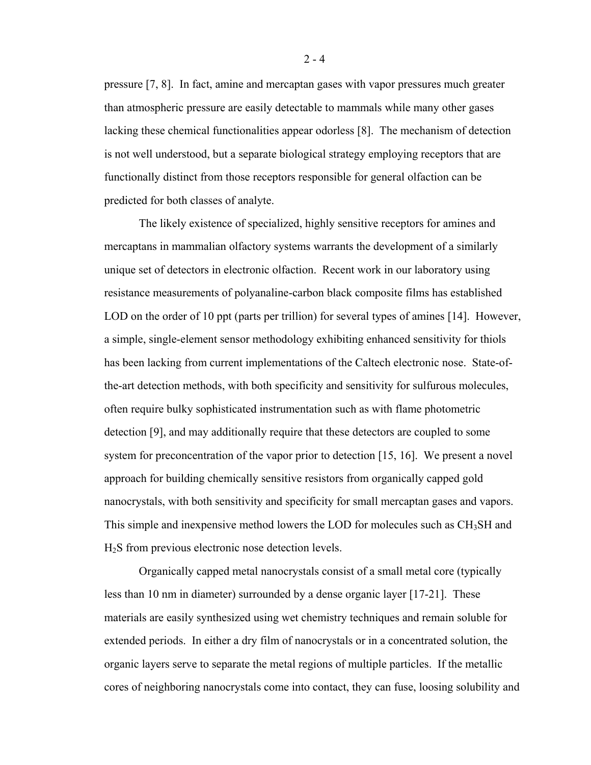pressure [7, 8]. In fact, amine and mercaptan gases with vapor pressures much greater than atmospheric pressure are easily detectable to mammals while many other gases lacking these chemical functionalities appear odorless [8]. The mechanism of detection is not well understood, but a separate biological strategy employing receptors that are functionally distinct from those receptors responsible for general olfaction can be predicted for both classes of analyte.

The likely existence of specialized, highly sensitive receptors for amines and mercaptans in mammalian olfactory systems warrants the development of a similarly unique set of detectors in electronic olfaction. Recent work in our laboratory using resistance measurements of polyanaline-carbon black composite films has established LOD on the order of 10 ppt (parts per trillion) for several types of amines [14]. However, a simple, single-element sensor methodology exhibiting enhanced sensitivity for thiols has been lacking from current implementations of the Caltech electronic nose. State-of-the-art detection methods, with both specificity and sensitivity for sulfurous molecules, often require bulky sophisticated instrumentation such as with flame photometric detection [9], and may additionally require that these detectors are coupled to some system for preconcentration of the vapor prior to detection [15, 16]. We present a novel approach for building chemically sensitive resistors from organically capped gold nanocrystals, with both sensitivity and specificity for small mercaptan gases and vapors. This simple and inexpensive method lowers the LOD for molecules such as $CH_3SH$ and $H_2S$ from previous electronic nose detection levels.

Organically capped metal nanocrystals consist of a small metal core (typically less than 10 nm in diameter) surrounded by a dense organic layer [17-21]. These materials are easily synthesized using wet chemistry techniques and remain soluble for extended periods. In either a dry film of nanocrystals or in a concentrated solution, the organic layers serve to separate the metal regions of multiple particles. If the metallic cores of neighboring nanocrystals come into contact, they can fuse, loosing solubility and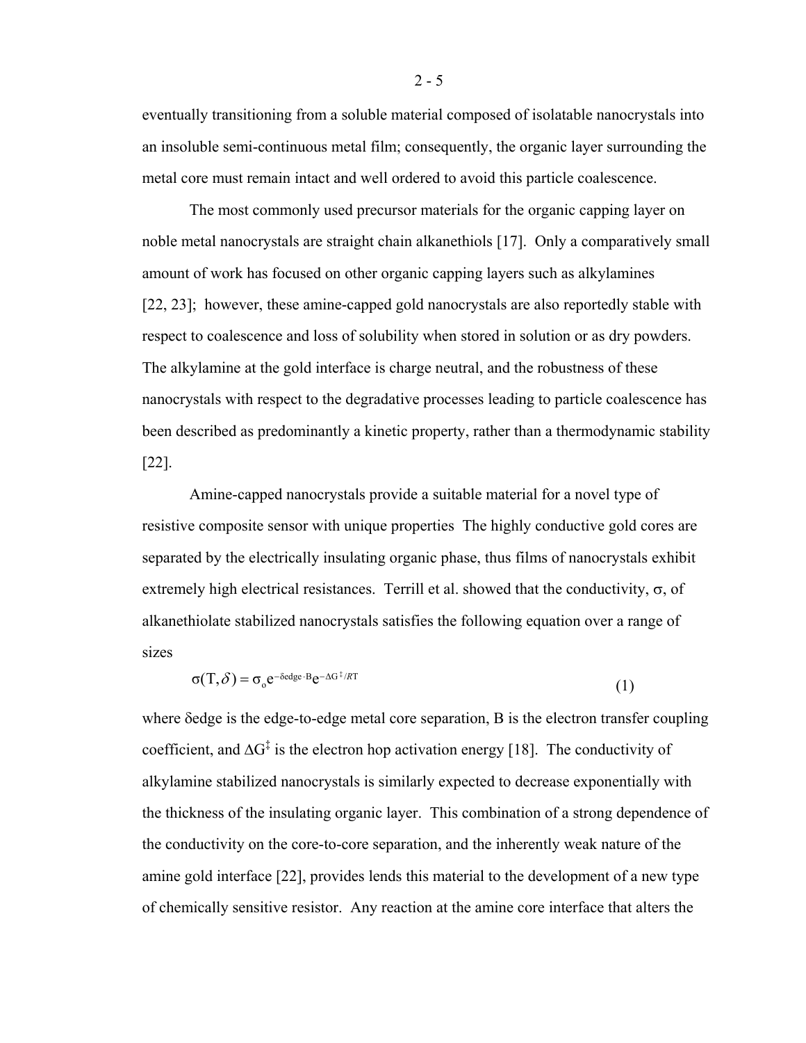eventually transitioning from a soluble material composed of isolatable nanocrystals into an insoluble semi-continuous metal film; consequently, the organic layer surrounding the metal core must remain intact and well ordered to avoid this particle coalescence.

The most commonly used precursor materials for the organic capping layer on noble metal nanocrystals are straight chain alkanethiols [17]. Only a comparatively small amount of work has focused on other organic capping layers such as alkylamines [22, 23]; however, these amine-capped gold nanocrystals are also reportedly stable with respect to coalescence and loss of solubility when stored in solution or as dry powders. The alkylamine at the gold interface is charge neutral, and the robustness of these nanocrystals with respect to the degradative processes leading to particle coalescence has been described as predominantly a kinetic property, rather than a thermodynamic stability [22].

Amine-capped nanocrystals provide a suitable material for a novel type of resistive composite sensor with unique properties The highly conductive gold cores are separated by the electrically insulating organic phase, thus films of nanocrystals exhibit extremely high electrical resistances. Terrill et al. showed that the conductivity, $\sigma$, of alkanethiolate stabilized nanocrystals satisfies the following equation over a range of sizes

$$\sigma(T,\delta) = \sigma_o e^{-\delta edge \cdot B} e^{-\Delta G^{\ddagger}/RT} \tag{1}$$

where $\delta$edge is the edge-to-edge metal core separation, B is the electron transfer coupling coefficient, and $\Delta G^{\ddagger}$ is the electron hop activation energy [18]. The conductivity of alkylamine stabilized nanocrystals is similarly expected to decrease exponentially with the thickness of the insulating organic layer. This combination of a strong dependence of the conductivity on the core-to-core separation, and the inherently weak nature of the amine gold interface [22], provides lends this material to the development of a new type of chemically sensitive resistor. Any reaction at the amine core interface that alters the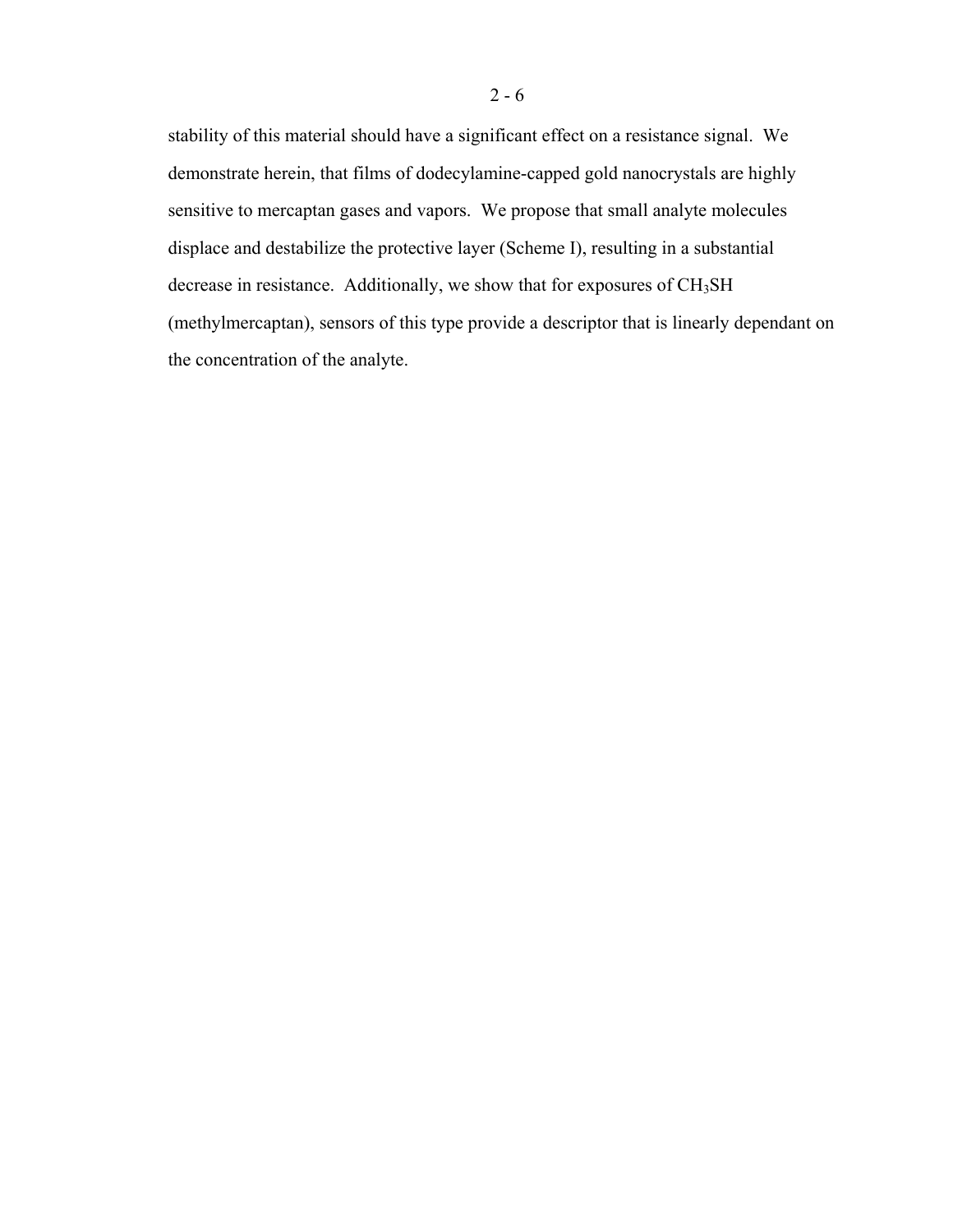stability of this material should have a significant effect on a resistance signal. We demonstrate herein, that films of dodecylamine-capped gold nanocrystals are highly sensitive to mercaptan gases and vapors. We propose that small analyte molecules displace and destabilize the protective layer (Scheme I), resulting in a substantial decrease in resistance. Additionally, we show that for exposures of $CH_3SH$ (methylmercaptan), sensors of this type provide a descriptor that is linearly dependant on the concentration of the analyte.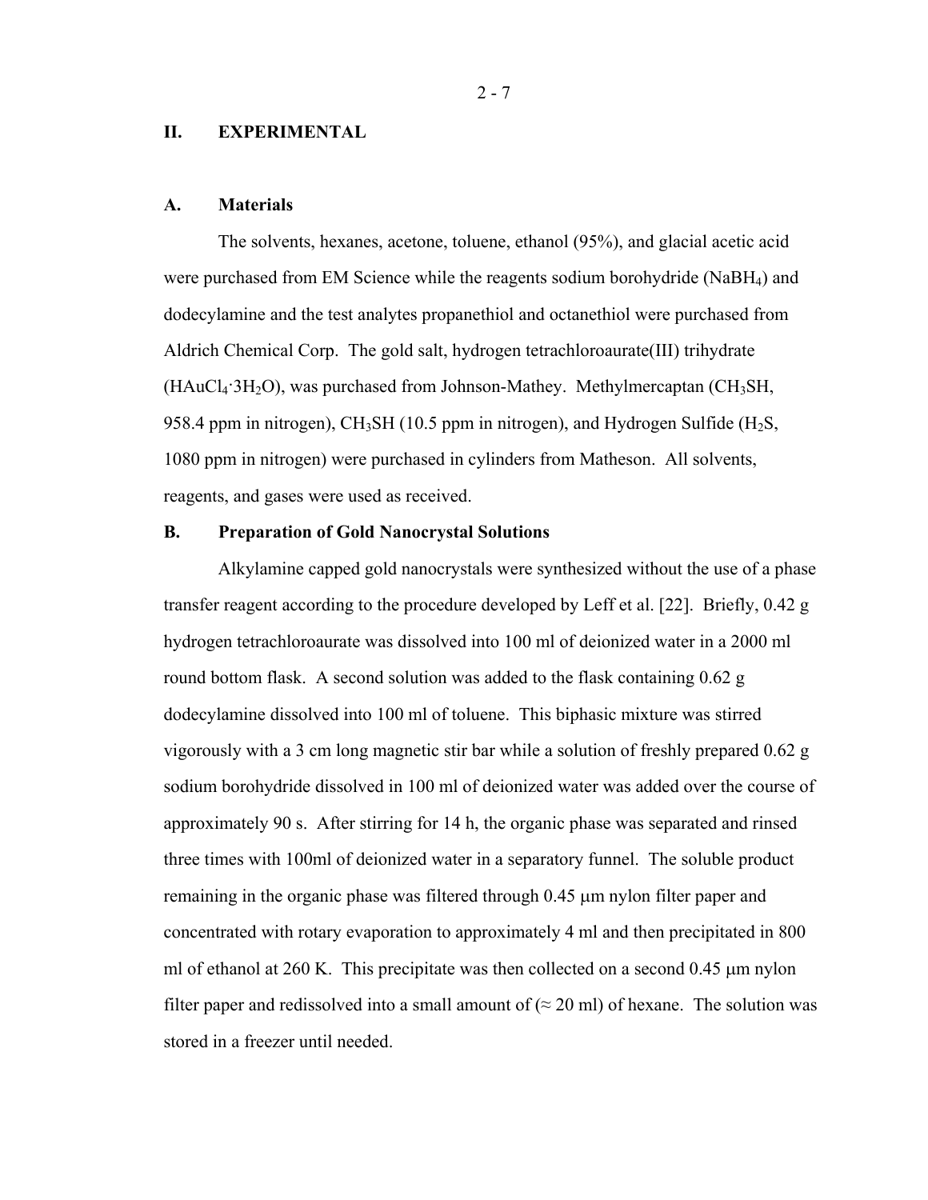## II. EXPERIMENTAL

### A. Materials

The solvents, hexanes, acetone, toluene, ethanol (95%), and glacial acetic acid were purchased from EM Science while the reagents sodium borohydride ($NaBH_4$) and dodecylamine and the test analytes propanethiol and octanethiol were purchased from Aldrich Chemical Corp. The gold salt, hydrogen tetrachloroaurate(III) trihydrate ($HAuCl_4 \cdot 3H_2O$), was purchased from Johnson-Mathey. Methylmercaptan ($CH_3SH$, 958.4 ppm in nitrogen), $CH_3SH$ (10.5 ppm in nitrogen), and Hydrogen Sulfide ($H_2S$, 1080 ppm in nitrogen) were purchased in cylinders from Matheson. All solvents, reagents, and gases were used as received.

### B. Preparation of Gold Nanocrystal Solutions

Alkylamine capped gold nanocrystals were synthesized without the use of a phase transfer reagent according to the procedure developed by Leff et al. [22]. Briefly, 0.42 g hydrogen tetrachloroaurate was dissolved into 100 ml of deionized water in a 2000 ml round bottom flask. A second solution was added to the flask containing 0.62 g dodecylamine dissolved into 100 ml of toluene. This biphasic mixture was stirred vigorously with a 3 cm long magnetic stir bar while a solution of freshly prepared 0.62 g sodium borohydride dissolved in 100 ml of deionized water was added over the course of approximately 90 s. After stirring for 14 h, the organic phase was separated and rinsed three times with 100ml of deionized water in a separatory funnel. The soluble product remaining in the organic phase was filtered through 0.45 μm nylon filter paper and concentrated with rotary evaporation to approximately 4 ml and then precipitated in 800 ml of ethanol at 260 K. This precipitate was then collected on a second 0.45 μm nylon filter paper and redissolved into a small amount of (≈ 20 ml) of hexane. The solution was stored in a freezer until needed.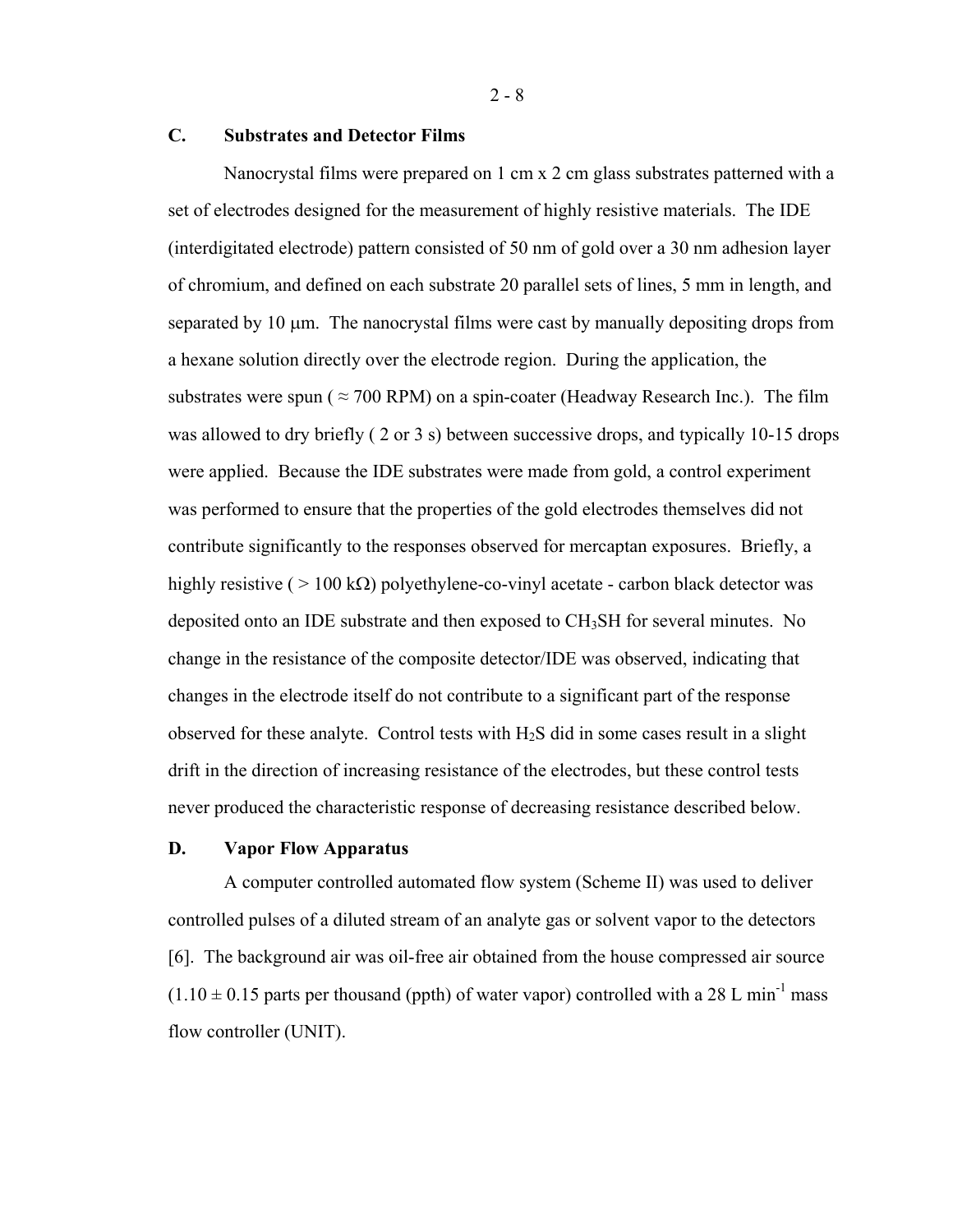### C. Substrates and Detector Films

Nanocrystal films were prepared on 1 cm x 2 cm glass substrates patterned with a set of electrodes designed for the measurement of highly resistive materials. The IDE (interdigitated electrode) pattern consisted of 50 nm of gold over a 30 nm adhesion layer of chromium, and defined on each substrate 20 parallel sets of lines, 5 mm in length, and separated by 10 μm. The nanocrystal films were cast by manually depositing drops from a hexane solution directly over the electrode region. During the application, the substrates were spun ( ≈ 700 RPM) on a spin-coater (Headway Research Inc.). The film was allowed to dry briefly ( 2 or 3 s) between successive drops, and typically 10-15 drops were applied. Because the IDE substrates were made from gold, a control experiment was performed to ensure that the properties of the gold electrodes themselves did not contribute significantly to the responses observed for mercaptan exposures. Briefly, a highly resistive ( > 100 kΩ) polyethylene-co-vinyl acetate - carbon black detector was deposited onto an IDE substrate and then exposed to $CH_3SH$ for several minutes. No change in the resistance of the composite detector/IDE was observed, indicating that changes in the electrode itself do not contribute to a significant part of the response observed for these analyte. Control tests with $H_2S$ did in some cases result in a slight drift in the direction of increasing resistance of the electrodes, but these control tests never produced the characteristic response of decreasing resistance described below.

### D. Vapor Flow Apparatus

A computer controlled automated flow system (Scheme II) was used to deliver controlled pulses of a diluted stream of an analyte gas or solvent vapor to the detectors [6]. The background air was oil-free air obtained from the house compressed air source ($1.10 \pm 0.15$ parts per thousand (ppth) of water vapor) controlled with a 28 L min$^{-1}$ mass flow controller (UNIT).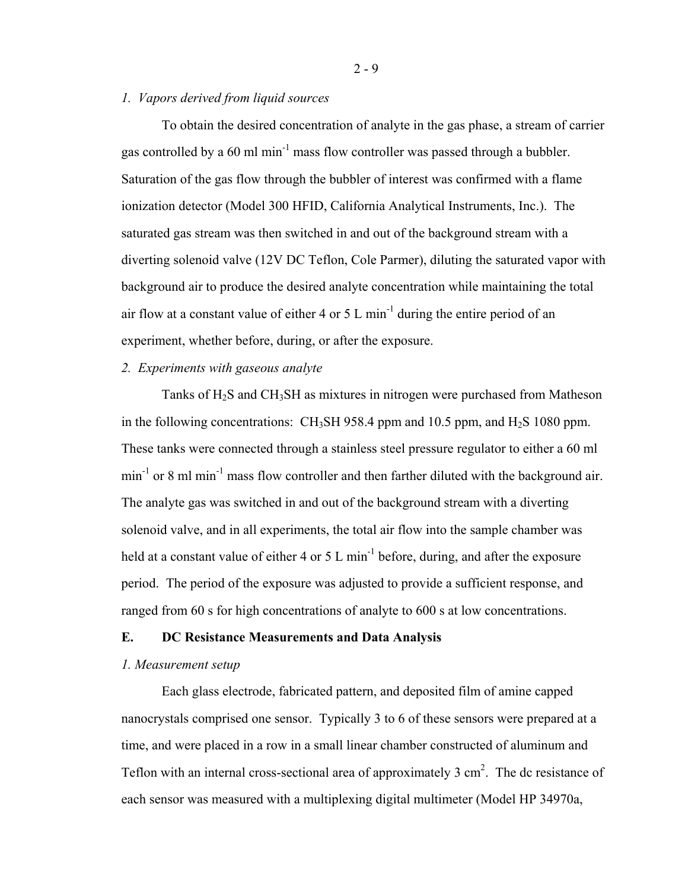*1. Vapors derived from liquid sources*

To obtain the desired concentration of analyte in the gas phase, a stream of carrier gas controlled by a 60 ml min$^{-1}$ mass flow controller was passed through a bubbler. Saturation of the gas flow through the bubbler of interest was confirmed with a flame ionization detector (Model 300 HFID, California Analytical Instruments, Inc.). The saturated gas stream was then switched in and out of the background stream with a diverting solenoid valve (12V DC Teflon, Cole Parmer), diluting the saturated vapor with background air to produce the desired analyte concentration while maintaining the total air flow at a constant value of either 4 or 5 L min$^{-1}$ during the entire period of an experiment, whether before, during, or after the exposure.

*2. Experiments with gaseous analyte*

Tanks of $H_2S$ and $CH_3SH$ as mixtures in nitrogen were purchased from Matheson in the following concentrations: $CH_3SH$ 958.4 ppm and 10.5 ppm, and $H_2S$ 1080 ppm. These tanks were connected through a stainless steel pressure regulator to either a 60 ml min$^{-1}$ or 8 ml min$^{-1}$ mass flow controller and then farther diluted with the background air. The analyte gas was switched in and out of the background stream with a diverting solenoid valve, and in all experiments, the total air flow into the sample chamber was held at a constant value of either 4 or 5 L min$^{-1}$ before, during, and after the exposure period. The period of the exposure was adjusted to provide a sufficient response, and ranged from 60 s for high concentrations of analyte to 600 s at low concentrations.

### E. DC Resistance Measurements and Data Analysis

*1. Measurement setup*

Each glass electrode, fabricated pattern, and deposited film of amine capped nanocrystals comprised one sensor. Typically 3 to 6 of these sensors were prepared at a time, and were placed in a row in a small linear chamber constructed of aluminum and Teflon with an internal cross-sectional area of approximately 3 cm$^2$. The dc resistance of each sensor was measured with a multiplexing digital multimeter (Model HP 34970a,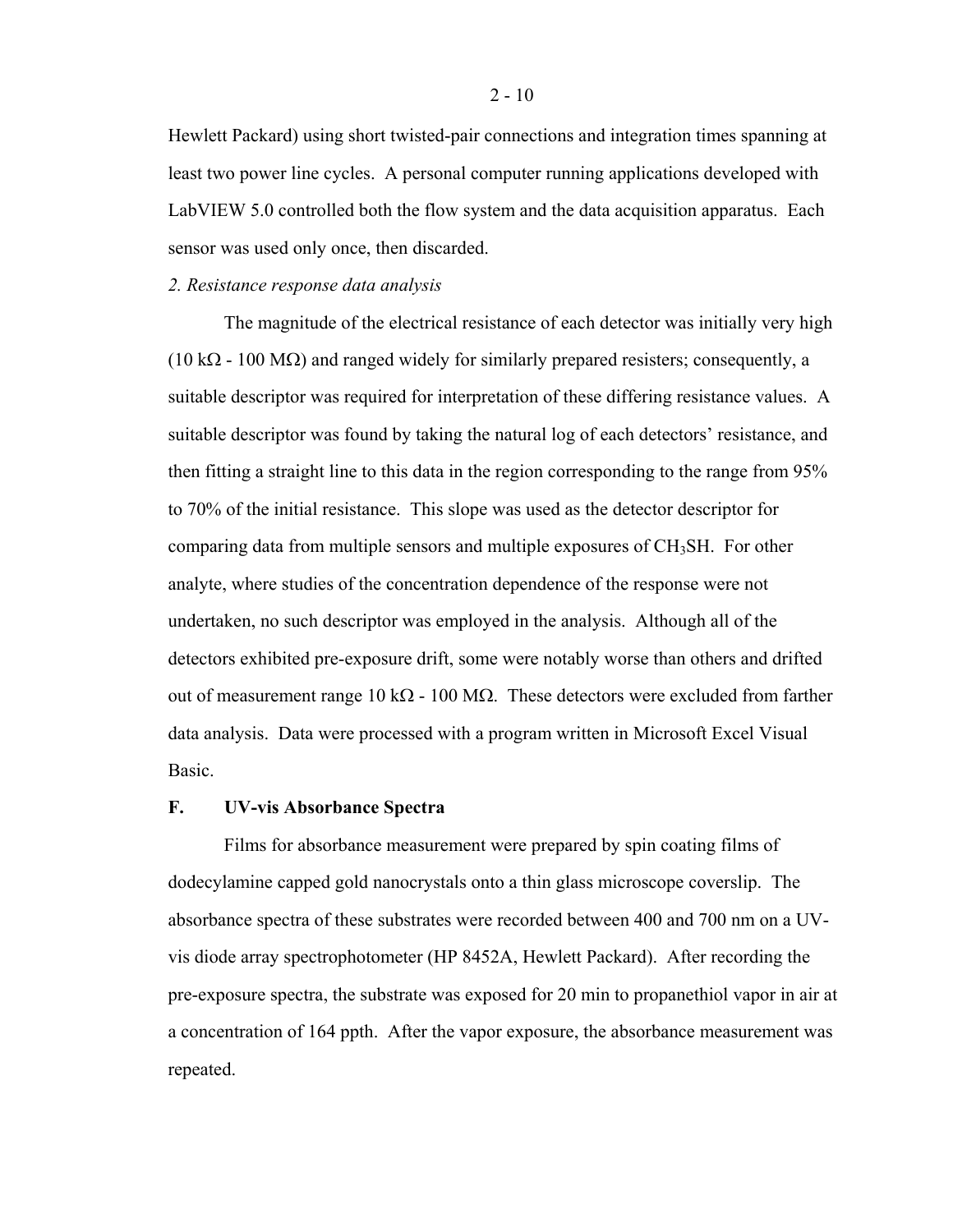Hewlett Packard) using short twisted-pair connections and integration times spanning at least two power line cycles. A personal computer running applications developed with LabVIEW 5.0 controlled both the flow system and the data acquisition apparatus. Each sensor was used only once, then discarded.

*2. Resistance response data analysis*

The magnitude of the electrical resistance of each detector was initially very high (10 kΩ - 100 MΩ) and ranged widely for similarly prepared resisters; consequently, a suitable descriptor was required for interpretation of these differing resistance values. A suitable descriptor was found by taking the natural log of each detectors' resistance, and then fitting a straight line to this data in the region corresponding to the range from 95% to 70% of the initial resistance. This slope was used as the detector descriptor for comparing data from multiple sensors and multiple exposures of $CH_3SH$. For other analyte, where studies of the concentration dependence of the response were not undertaken, no such descriptor was employed in the analysis. Although all of the detectors exhibited pre-exposure drift, some were notably worse than others and drifted out of measurement range 10 kΩ - 100 MΩ. These detectors were excluded from farther data analysis. Data were processed with a program written in Microsoft Excel Visual Basic.

## F. UV-vis Absorbance Spectra

Films for absorbance measurement were prepared by spin coating films of dodecylamine capped gold nanocrystals onto a thin glass microscope coverslip. The absorbance spectra of these substrates were recorded between 400 and 700 nm on a UV-vis diode array spectrophotometer (HP 8452A, Hewlett Packard). After recording the pre-exposure spectra, the substrate was exposed for 20 min to propanethiol vapor in air at a concentration of 164 ppth. After the vapor exposure, the absorbance measurement was repeated.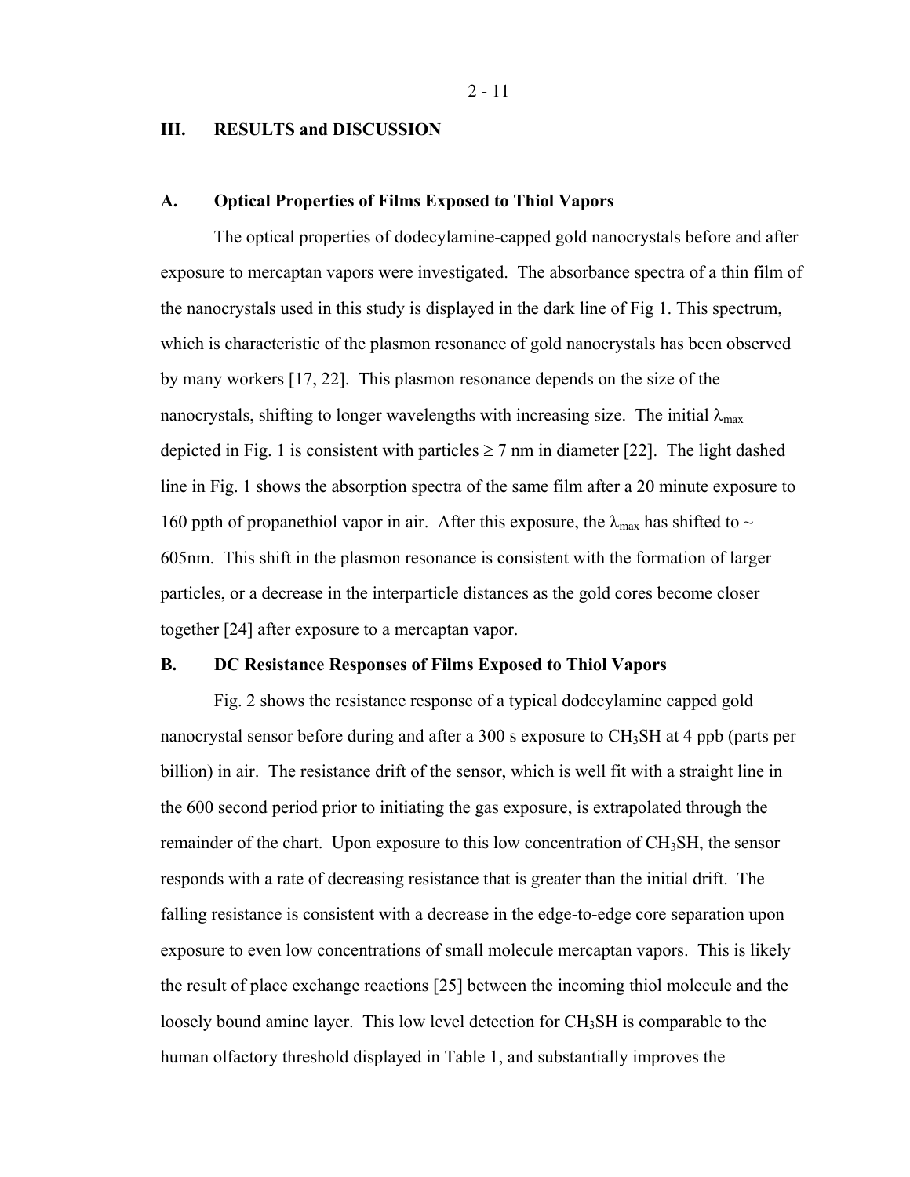## III. RESULTS and DISCUSSION

### A. Optical Properties of Films Exposed to Thiol Vapors

The optical properties of dodecylamine-capped gold nanocrystals before and after exposure to mercaptan vapors were investigated. The absorbance spectra of a thin film of the nanocrystals used in this study is displayed in the dark line of Fig 1. This spectrum, which is characteristic of the plasmon resonance of gold nanocrystals has been observed by many workers [17, 22]. This plasmon resonance depends on the size of the nanocrystals, shifting to longer wavelengths with increasing size. The initial $\lambda_{max}$ depicted in Fig. 1 is consistent with particles $\geq$ 7 nm in diameter [22]. The light dashed line in Fig. 1 shows the absorption spectra of the same film after a 20 minute exposure to 160 ppth of propanethiol vapor in air. After this exposure, the $\lambda_{max}$ has shifted to ~ 605nm. This shift in the plasmon resonance is consistent with the formation of larger particles, or a decrease in the interparticle distances as the gold cores become closer together [24] after exposure to a mercaptan vapor.

### B. DC Resistance Responses of Films Exposed to Thiol Vapors

Fig. 2 shows the resistance response of a typical dodecylamine capped gold nanocrystal sensor before during and after a 300 s exposure to $CH_3SH$ at 4 ppb (parts per billion) in air. The resistance drift of the sensor, which is well fit with a straight line in the 600 second period prior to initiating the gas exposure, is extrapolated through the remainder of the chart. Upon exposure to this low concentration of $CH_3SH$, the sensor responds with a rate of decreasing resistance that is greater than the initial drift. The falling resistance is consistent with a decrease in the edge-to-edge core separation upon exposure to even low concentrations of small molecule mercaptan vapors. This is likely the result of place exchange reactions [25] between the incoming thiol molecule and the loosely bound amine layer. This low level detection for $CH_3SH$ is comparable to the human olfactory threshold displayed in Table 1, and substantially improves the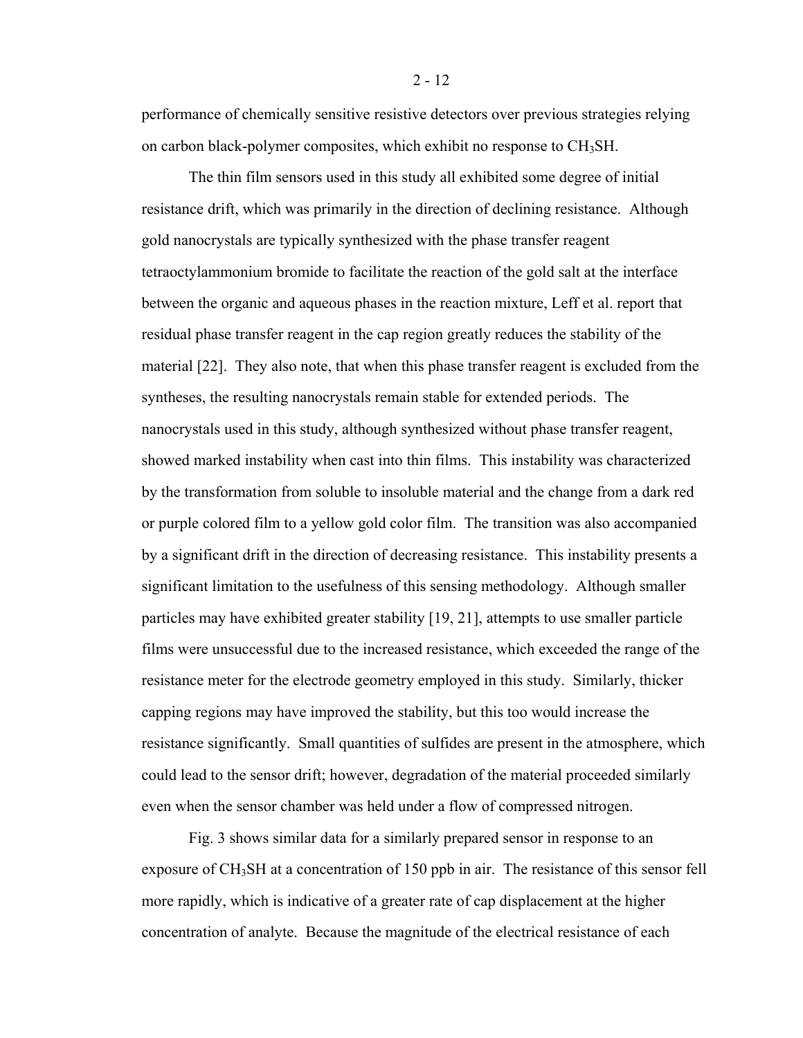performance of chemically sensitive resistive detectors over previous strategies relying on carbon black-polymer composites, which exhibit no response to $CH_3SH$.

The thin film sensors used in this study all exhibited some degree of initial resistance drift, which was primarily in the direction of declining resistance. Although gold nanocrystals are typically synthesized with the phase transfer reagent tetraoctylammonium bromide to facilitate the reaction of the gold salt at the interface between the organic and aqueous phases in the reaction mixture, Leff et al. report that residual phase transfer reagent in the cap region greatly reduces the stability of the material [22]. They also note, that when this phase transfer reagent is excluded from the syntheses, the resulting nanocrystals remain stable for extended periods. The nanocrystals used in this study, although synthesized without phase transfer reagent, showed marked instability when cast into thin films. This instability was characterized by the transformation from soluble to insoluble material and the change from a dark red or purple colored film to a yellow gold color film. The transition was also accompanied by a significant drift in the direction of decreasing resistance. This instability presents a significant limitation to the usefulness of this sensing methodology. Although smaller particles may have exhibited greater stability [19, 21], attempts to use smaller particle films were unsuccessful due to the increased resistance, which exceeded the range of the resistance meter for the electrode geometry employed in this study. Similarly, thicker capping regions may have improved the stability, but this too would increase the resistance significantly. Small quantities of sulfides are present in the atmosphere, which could lead to the sensor drift; however, degradation of the material proceeded similarly even when the sensor chamber was held under a flow of compressed nitrogen.

Fig. 3 shows similar data for a similarly prepared sensor in response to an exposure of $CH_3SH$ at a concentration of 150 ppb in air. The resistance of this sensor fell more rapidly, which is indicative of a greater rate of cap displacement at the higher concentration of analyte. Because the magnitude of the electrical resistance of each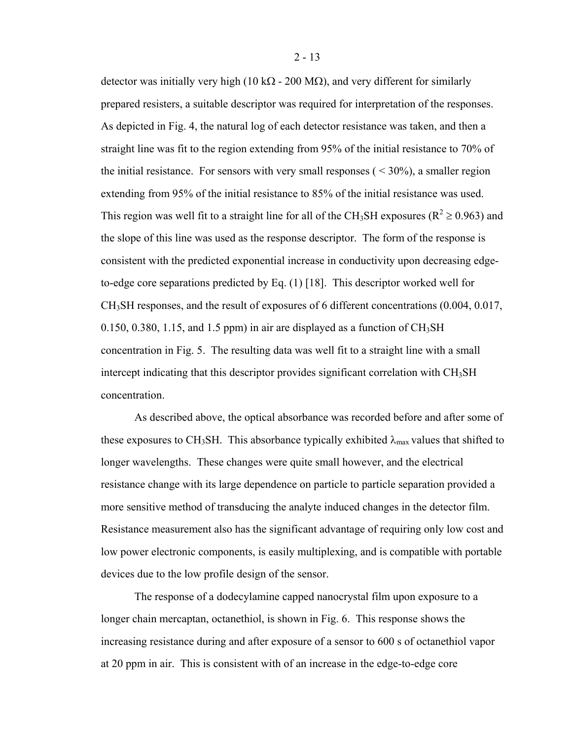detector was initially very high (10 kΩ - 200 MΩ), and very different for similarly prepared resisters, a suitable descriptor was required for interpretation of the responses. As depicted in Fig. 4, the natural log of each detector resistance was taken, and then a straight line was fit to the region extending from 95% of the initial resistance to 70% of the initial resistance. For sensors with very small responses ( < 30%), a smaller region extending from 95% of the initial resistance to 85% of the initial resistance was used. This region was well fit to a straight line for all of the $CH_3SH$ exposures ($R^2 \geq 0.963$) and the slope of this line was used as the response descriptor. The form of the response is consistent with the predicted exponential increase in conductivity upon decreasing edge-to-edge core separations predicted by Eq. (1) [18]. This descriptor worked well for $CH_3SH$ responses, and the result of exposures of 6 different concentrations (0.004, 0.017, 0.150, 0.380, 1.15, and 1.5 ppm) in air are displayed as a function of $CH_3SH$ concentration in Fig. 5. The resulting data was well fit to a straight line with a small intercept indicating that this descriptor provides significant correlation with $CH_3SH$ concentration.

As described above, the optical absorbance was recorded before and after some of these exposures to $CH_3SH$. This absorbance typically exhibited $\lambda_{max}$ values that shifted to longer wavelengths. These changes were quite small however, and the electrical resistance change with its large dependence on particle to particle separation provided a more sensitive method of transducing the analyte induced changes in the detector film. Resistance measurement also has the significant advantage of requiring only low cost and low power electronic components, is easily multiplexing, and is compatible with portable devices due to the low profile design of the sensor.

The response of a dodecylamine capped nanocrystal film upon exposure to a longer chain mercaptan, octanethiol, is shown in Fig. 6. This response shows the increasing resistance during and after exposure of a sensor to 600 s of octanethiol vapor at 20 ppm in air. This is consistent with of an increase in the edge-to-edge core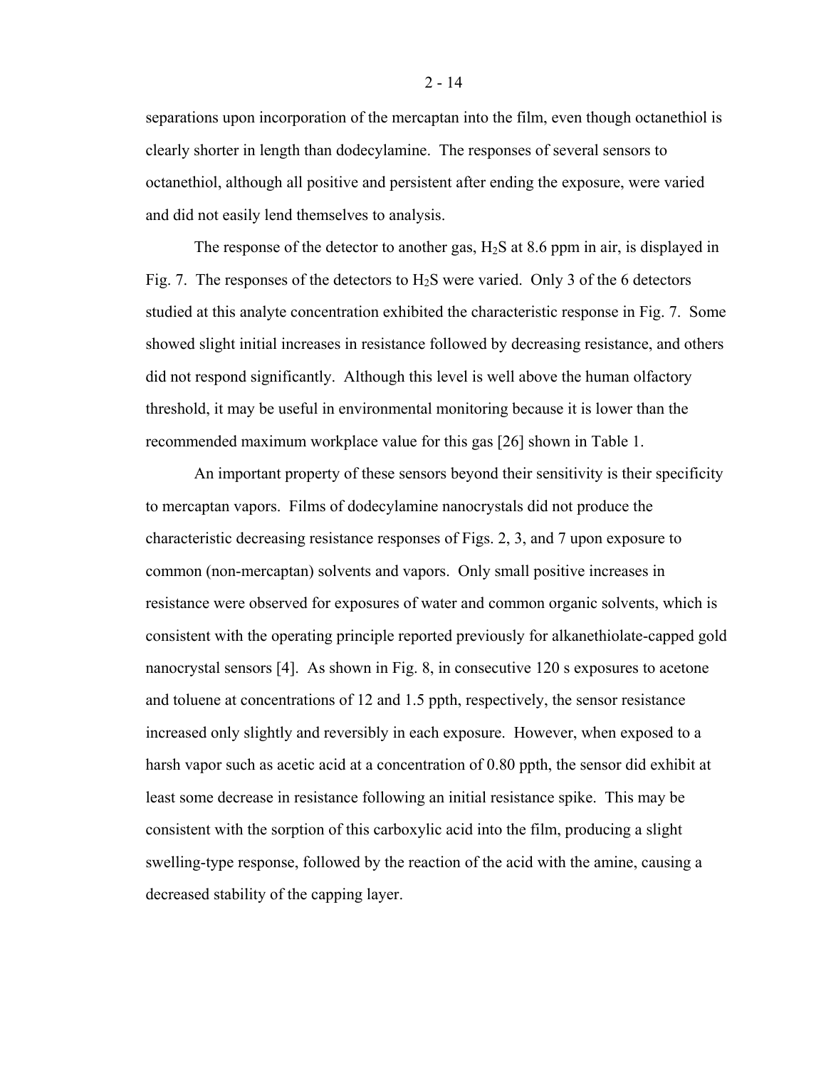separations upon incorporation of the mercaptan into the film, even though octanethiol is clearly shorter in length than dodecylamine. The responses of several sensors to octanethiol, although all positive and persistent after ending the exposure, were varied and did not easily lend themselves to analysis.

The response of the detector to another gas, $H_2S$ at 8.6 ppm in air, is displayed in Fig. 7. The responses of the detectors to $H_2S$ were varied. Only 3 of the 6 detectors studied at this analyte concentration exhibited the characteristic response in Fig. 7. Some showed slight initial increases in resistance followed by decreasing resistance, and others did not respond significantly. Although this level is well above the human olfactory threshold, it may be useful in environmental monitoring because it is lower than the recommended maximum workplace value for this gas [26] shown in Table 1.

An important property of these sensors beyond their sensitivity is their specificity to mercaptan vapors. Films of dodecylamine nanocrystals did not produce the characteristic decreasing resistance responses of Figs. 2, 3, and 7 upon exposure to common (non-mercaptan) solvents and vapors. Only small positive increases in resistance were observed for exposures of water and common organic solvents, which is consistent with the operating principle reported previously for alkanethiolate-capped gold nanocrystal sensors [4]. As shown in Fig. 8, in consecutive 120 s exposures to acetone and toluene at concentrations of 12 and 1.5 ppth, respectively, the sensor resistance increased only slightly and reversibly in each exposure. However, when exposed to a harsh vapor such as acetic acid at a concentration of 0.80 ppth, the sensor did exhibit at least some decrease in resistance following an initial resistance spike. This may be consistent with the sorption of this carboxylic acid into the film, producing a slight swelling-type response, followed by the reaction of the acid with the amine, causing a decreased stability of the capping layer.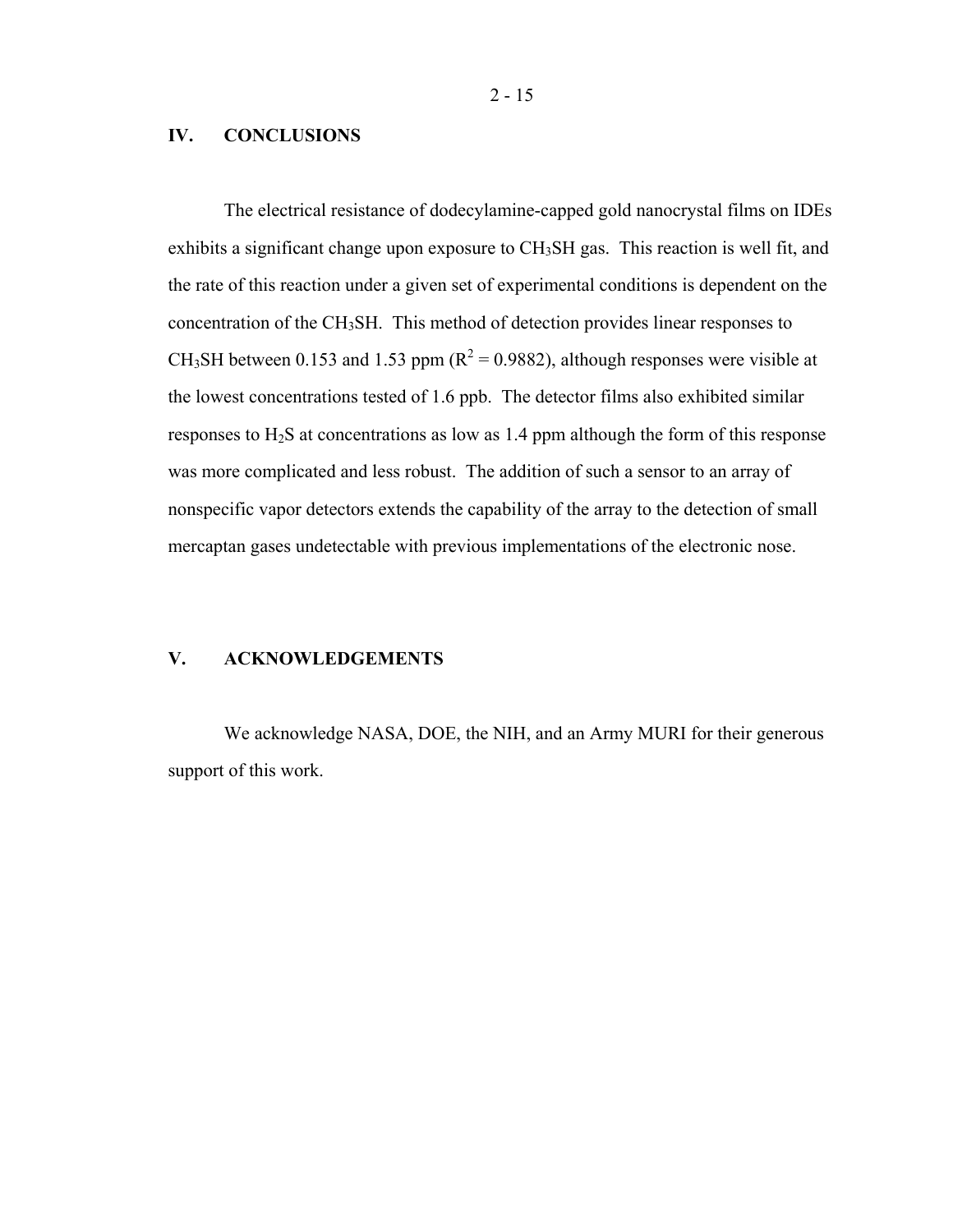## IV. CONCLUSIONS

The electrical resistance of dodecylamine-capped gold nanocrystal films on IDEs exhibits a significant change upon exposure to $CH_3SH$ gas. This reaction is well fit, and the rate of this reaction under a given set of experimental conditions is dependent on the concentration of the $CH_3SH$. This method of detection provides linear responses to $CH_3SH$ between 0.153 and 1.53 ppm ($R^2 = 0.9882$), although responses were visible at the lowest concentrations tested of 1.6 ppb. The detector films also exhibited similar responses to $H_2S$ at concentrations as low as 1.4 ppm although the form of this response was more complicated and less robust. The addition of such a sensor to an array of nonspecific vapor detectors extends the capability of the array to the detection of small mercaptan gases undetectable with previous implementations of the electronic nose.

## V. ACKNOWLEDGEMENTS

We acknowledge NASA, DOE, the NIH, and an Army MURI for their generous support of this work.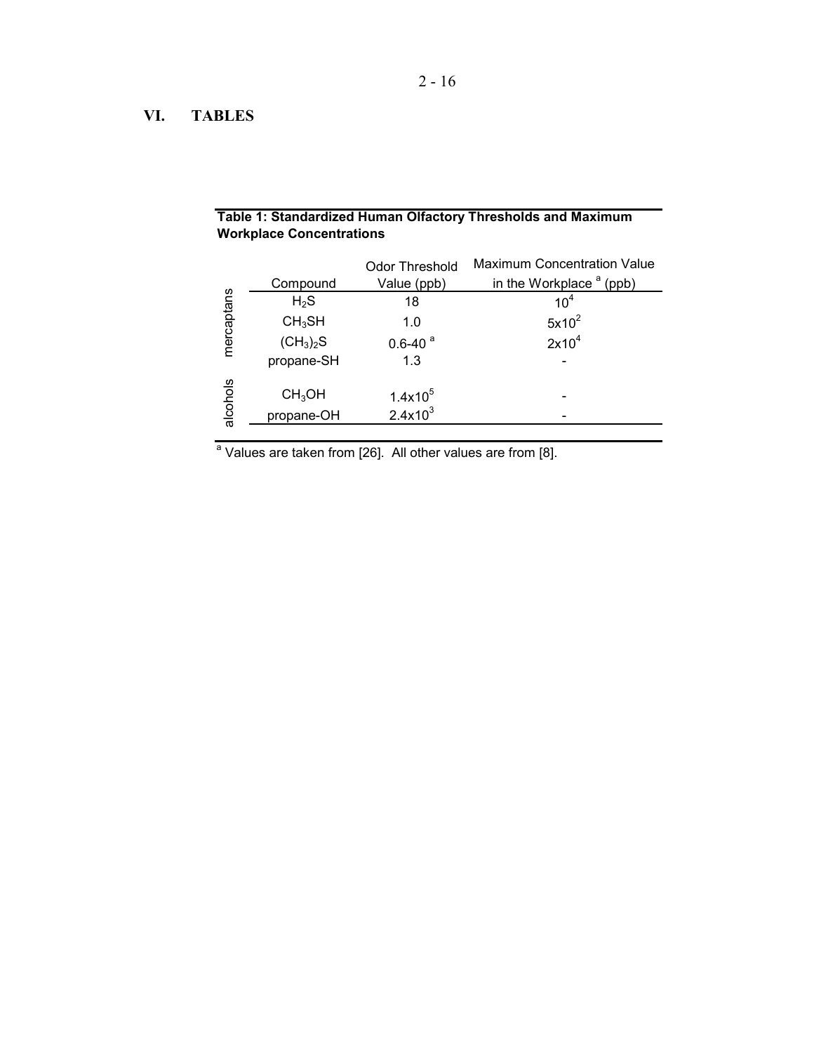# VI. TABLES

**Table 1: Standardized Human Olfactory Thresholds and Maximum Workplace Concentrations**

| | Compound | Odor Threshold Value (ppb) | Maximum Concentration Value in the Workplace [a] (ppb) |
|---|---|---|---|
| mercaptans | $H_2S$ | 18 | $10^4$ |
| | $CH_3SH$ | 1.0 | $5x10^2$ |
| | $(CH_3)_2S$ | 0.6-40 [a] | $2x10^4$ |
| | propane-SH | 1.3 | - |
| alcohols | $CH_3OH$ | $1.4x10^5$ | - |
| | propane-OH | $2.4x10^3$ | - |

[a] Values are taken from [26]. All other values are from [8].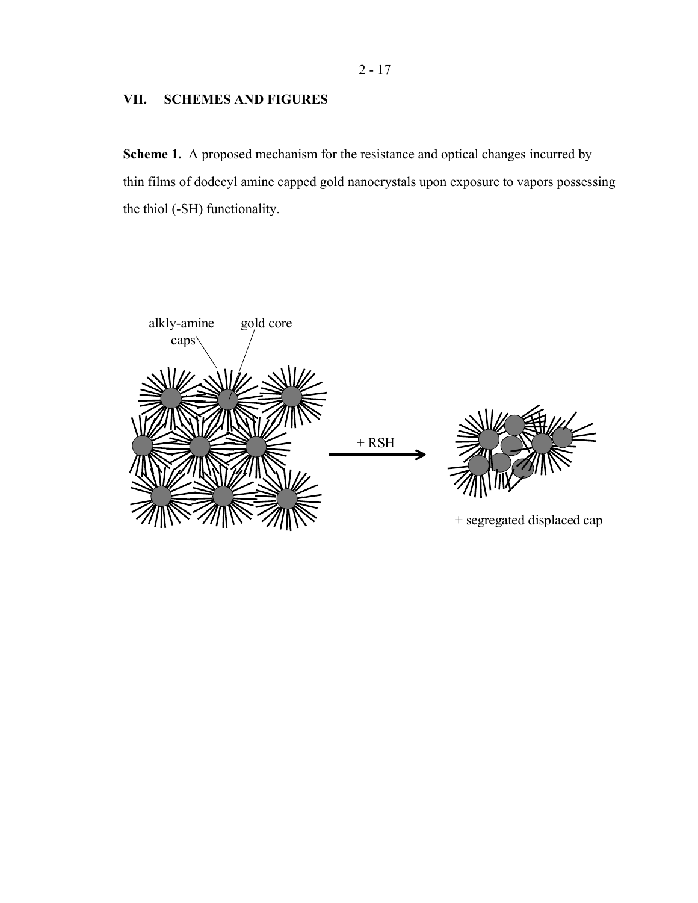## VII. SCHEMES AND FIGURES

**Scheme 1.** A proposed mechanism for the resistance and optical changes incurred by thin films of dodecyl amine capped gold nanocrystals upon exposure to vapors possessing the thiol (-SH) functionality.

alkly-amine caps

gold core

+ RSH

+ segregated displaced cap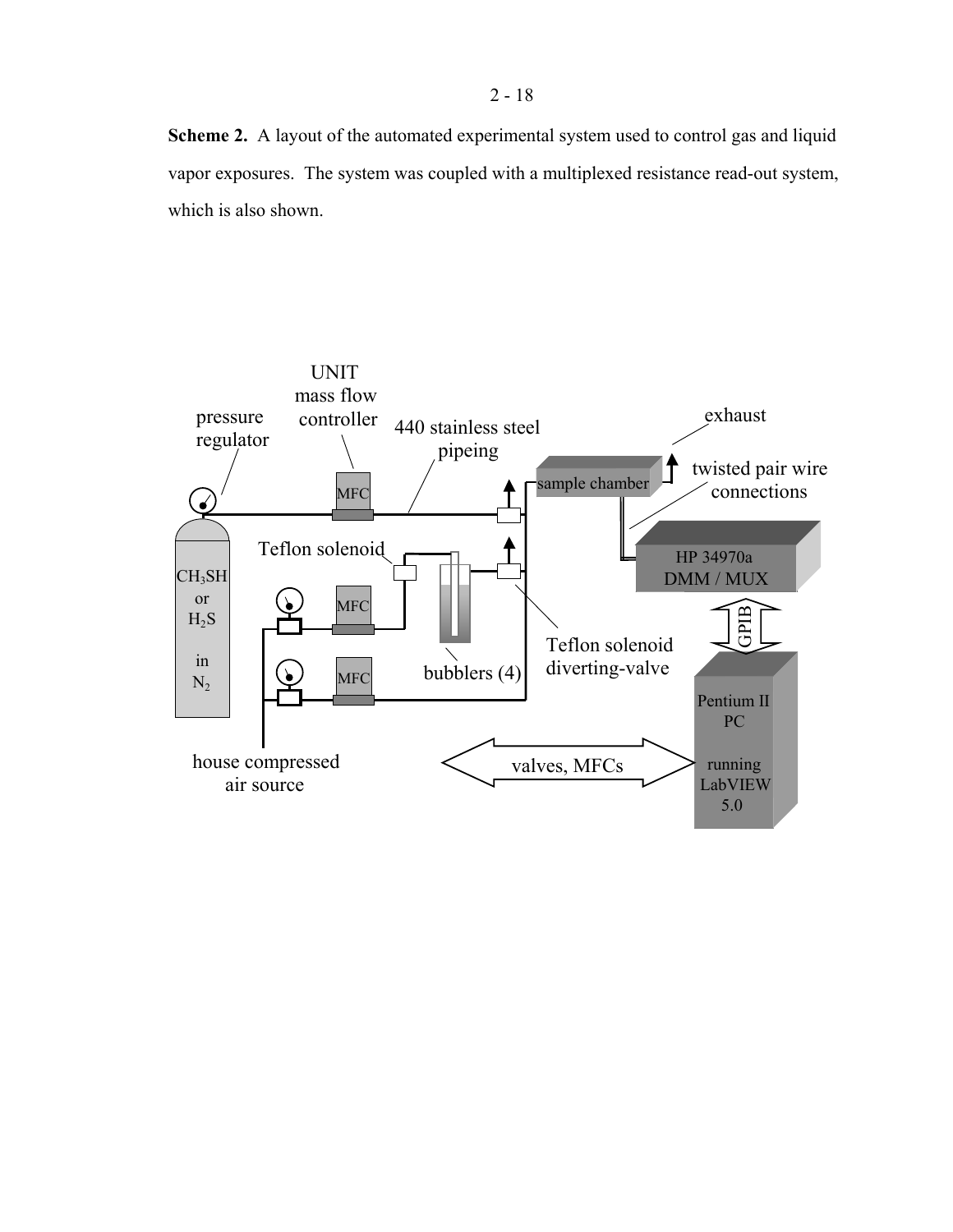**Scheme 2.** A layout of the automated experimental system used to control gas and liquid vapor exposures. The system was coupled with a multiplexed resistance read-out system, which is also shown.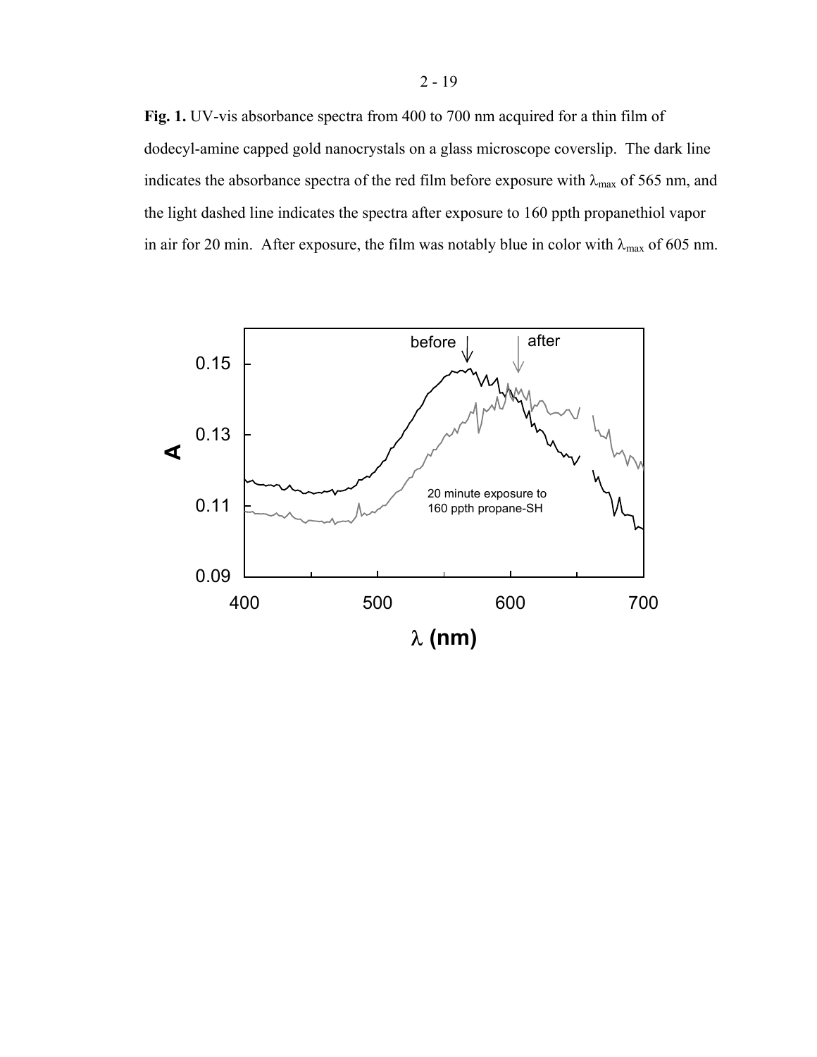**Fig. 1.** UV-vis absorbance spectra from 400 to 700 nm acquired for a thin film of dodecyl-amine capped gold nanocrystals on a glass microscope coverslip. The dark line indicates the absorbance spectra of the red film before exposure with $\lambda_{max}$ of 565 nm, and the light dashed line indicates the spectra after exposure to 160 ppth propanethiol vapor in air for 20 min. After exposure, the film was notably blue in color with $\lambda_{max}$ of 605 nm.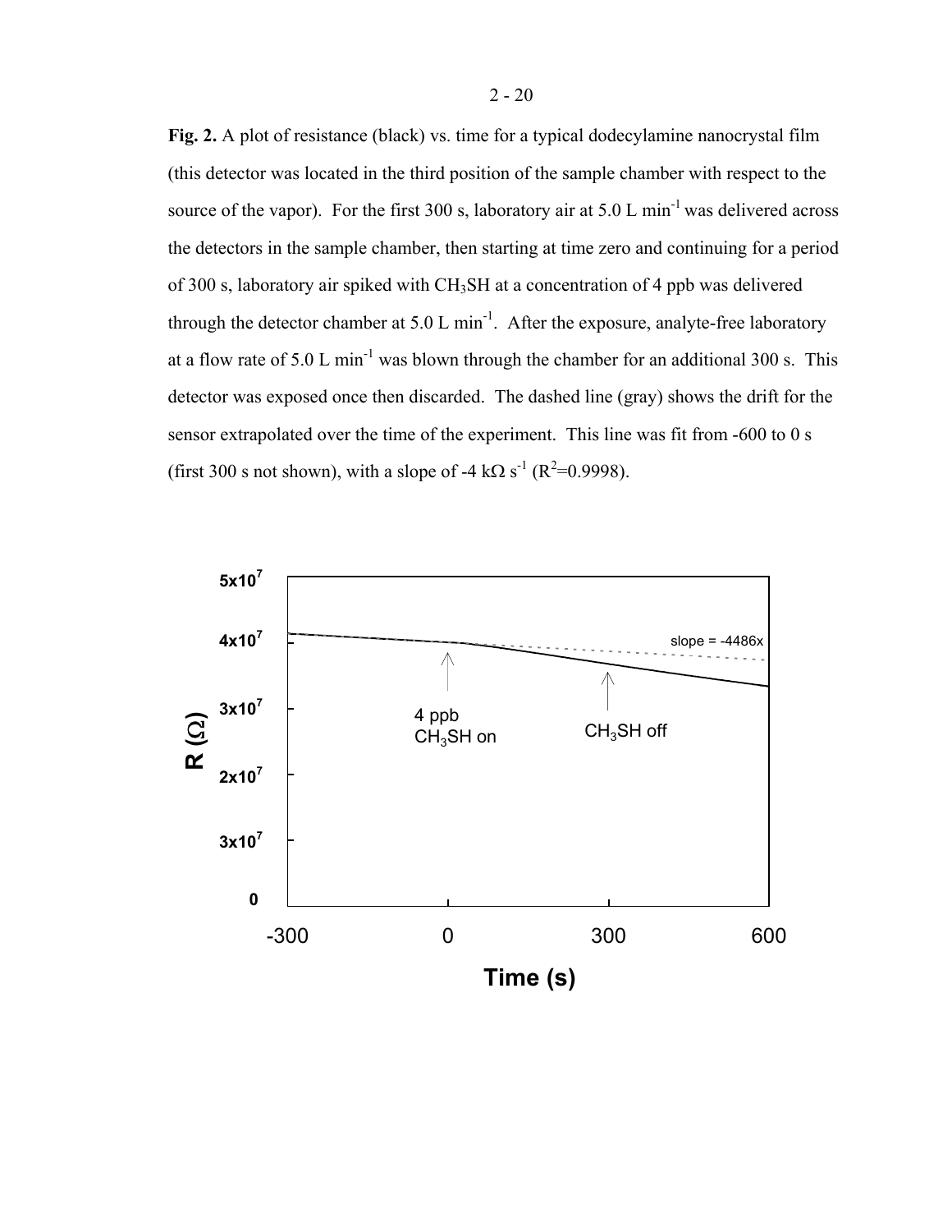**Fig. 2.** A plot of resistance (black) vs. time for a typical dodecylamine nanocrystal film (this detector was located in the third position of the sample chamber with respect to the source of the vapor). For the first 300 s, laboratory air at 5.0 L min$^{-1}$ was delivered across the detectors in the sample chamber, then starting at time zero and continuing for a period of 300 s, laboratory air spiked with $CH_3SH$ at a concentration of 4 ppb was delivered through the detector chamber at 5.0 L min$^{-1}$. After the exposure, analyte-free laboratory at a flow rate of 5.0 L min$^{-1}$ was blown through the chamber for an additional 300 s. This detector was exposed once then discarded. The dashed line (gray) shows the drift for the sensor extrapolated over the time of the experiment. This line was fit from -600 to 0 s (first 300 s not shown), with a slope of -4 kΩ s$^{-1}$ ($R^2$=0.9998).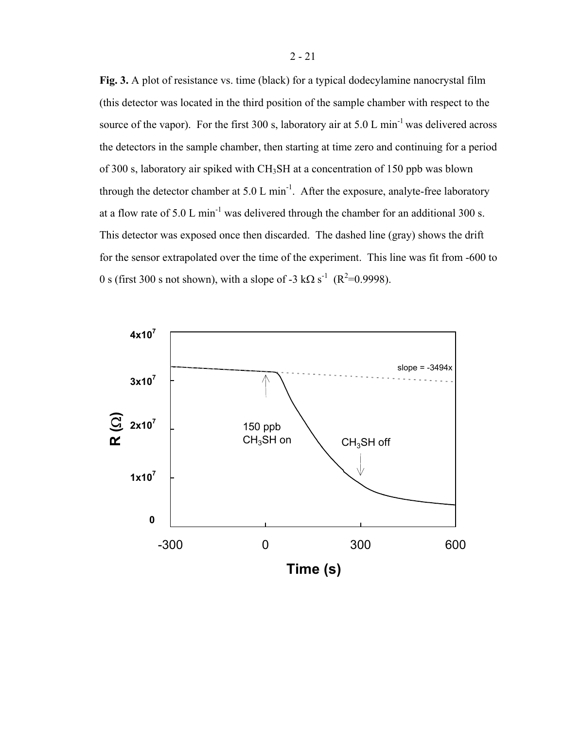**Fig. 3.** A plot of resistance vs. time (black) for a typical dodecylamine nanocrystal film (this detector was located in the third position of the sample chamber with respect to the source of the vapor). For the first 300 s, laboratory air at 5.0 L min$^{-1}$ was delivered across the detectors in the sample chamber, then starting at time zero and continuing for a period of 300 s, laboratory air spiked with $CH_3SH$ at a concentration of 150 ppb was blown through the detector chamber at 5.0 L min$^{-1}$. After the exposure, analyte-free laboratory at a flow rate of 5.0 L min$^{-1}$ was delivered through the chamber for an additional 300 s. This detector was exposed once then discarded. The dashed line (gray) shows the drift for the sensor extrapolated over the time of the experiment. This line was fit from -600 to 0 s (first 300 s not shown), with a slope of -3 kΩ s$^{-1}$ ($R^2$=0.9998).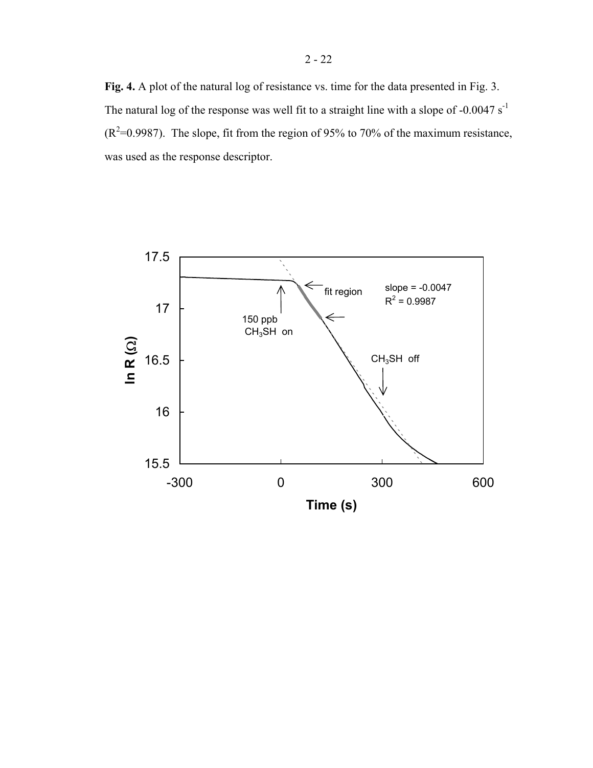**Fig. 4.** A plot of the natural log of resistance vs. time for the data presented in Fig. 3. The natural log of the response was well fit to a straight line with a slope of -0.0047 $s^{-1}$ ($R^2$=0.9987). The slope, fit from the region of 95% to 70% of the maximum resistance, was used as the response descriptor.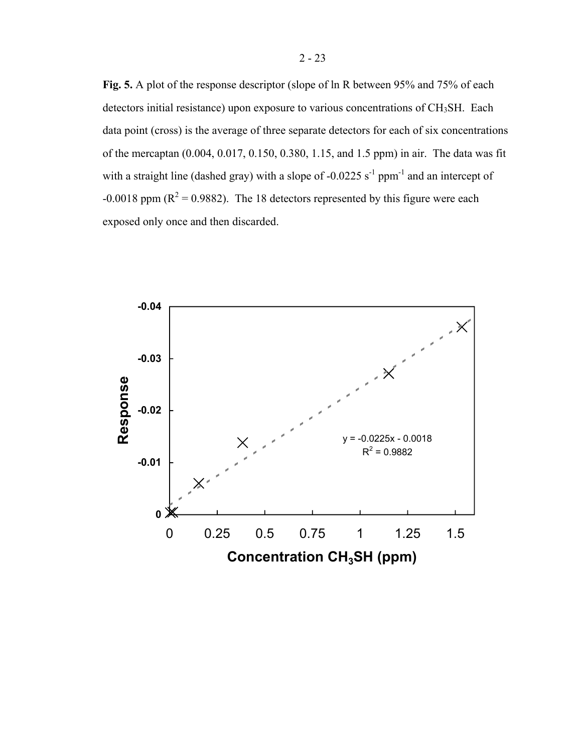**Fig. 5.** A plot of the response descriptor (slope of ln R between 95% and 75% of each detectors initial resistance) upon exposure to various concentrations of $CH_3SH$. Each data point (cross) is the average of three separate detectors for each of six concentrations of the mercaptan (0.004, 0.017, 0.150, 0.380, 1.15, and 1.5 ppm) in air. The data was fit with a straight line (dashed gray) with a slope of -0.0225 $s^{-1}$ $ppm^{-1}$ and an intercept of -0.0018 ppm ($R^2$ = 0.9882). The 18 detectors represented by this figure were each exposed only once and then discarded.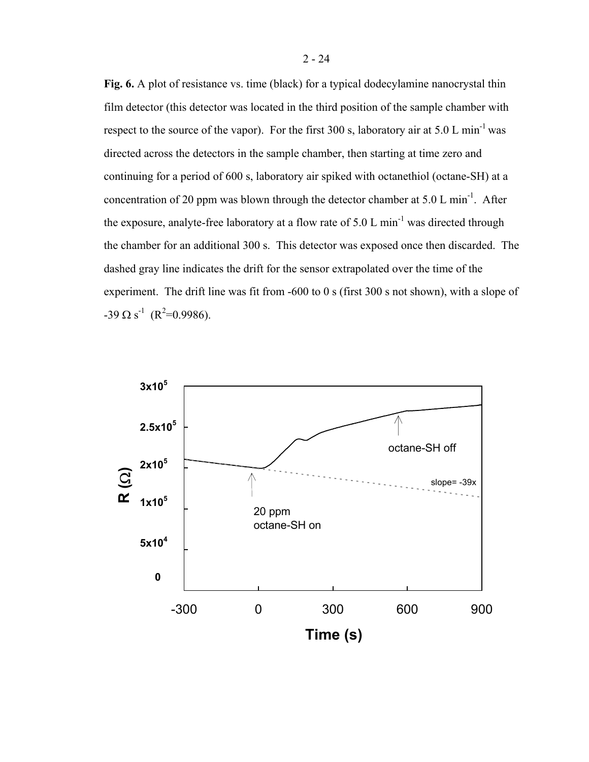**Fig. 6.** A plot of resistance vs. time (black) for a typical dodecylamine nanocrystal thin film detector (this detector was located in the third position of the sample chamber with respect to the source of the vapor). For the first 300 s, laboratory air at 5.0 L min$^{-1}$ was directed across the detectors in the sample chamber, then starting at time zero and continuing for a period of 600 s, laboratory air spiked with octanethiol (octane-SH) at a concentration of 20 ppm was blown through the detector chamber at 5.0 L min$^{-1}$. After the exposure, analyte-free laboratory at a flow rate of 5.0 L min$^{-1}$ was directed through the chamber for an additional 300 s. This detector was exposed once then discarded. The dashed gray line indicates the drift for the sensor extrapolated over the time of the experiment. The drift line was fit from -600 to 0 s (first 300 s not shown), with a slope of -39 Ω s$^{-1}$ ($R^2$=0.9986).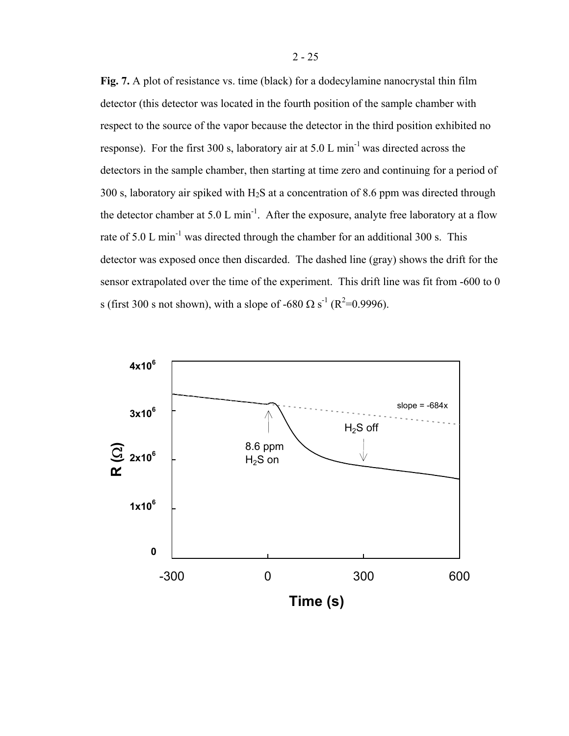**Fig. 7.** A plot of resistance vs. time (black) for a dodecylamine nanocrystal thin film detector (this detector was located in the fourth position of the sample chamber with respect to the source of the vapor because the detector in the third position exhibited no response). For the first 300 s, laboratory air at 5.0 L min$^{-1}$ was directed across the detectors in the sample chamber, then starting at time zero and continuing for a period of 300 s, laboratory air spiked with $H_2S$ at a concentration of 8.6 ppm was directed through the detector chamber at 5.0 L min$^{-1}$. After the exposure, analyte free laboratory at a flow rate of 5.0 L min$^{-1}$ was directed through the chamber for an additional 300 s. This detector was exposed once then discarded. The dashed line (gray) shows the drift for the sensor extrapolated over the time of the experiment. This drift line was fit from -600 to 0 s (first 300 s not shown), with a slope of -680 $\Omega$ s$^{-1}$ ($R^2$=0.9996).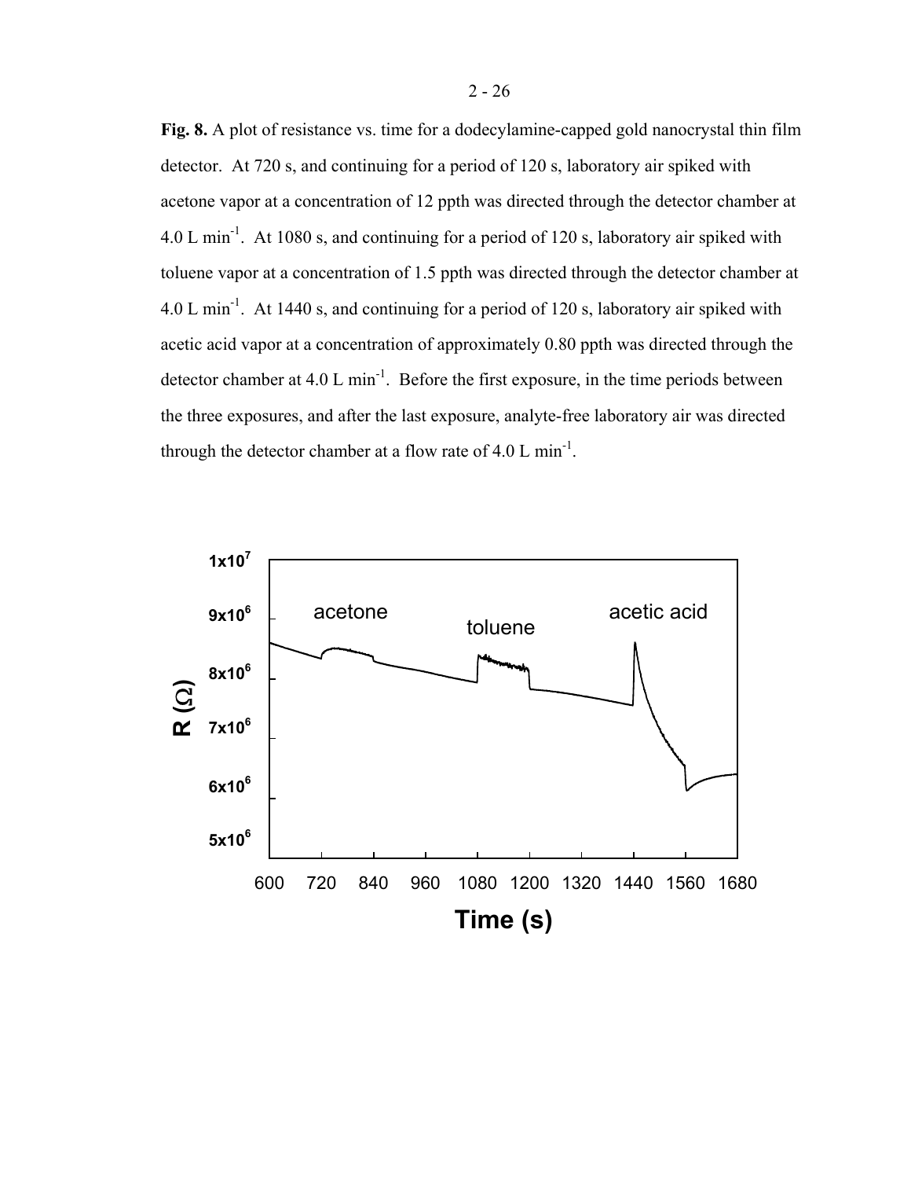**Fig. 8.** A plot of resistance vs. time for a dodecylamine-capped gold nanocrystal thin film detector. At 720 s, and continuing for a period of 120 s, laboratory air spiked with acetone vapor at a concentration of 12 ppth was directed through the detector chamber at 4.0 L $min^{-1}$. At 1080 s, and continuing for a period of 120 s, laboratory air spiked with toluene vapor at a concentration of 1.5 ppth was directed through the detector chamber at 4.0 L $min^{-1}$. At 1440 s, and continuing for a period of 120 s, laboratory air spiked with acetic acid vapor at a concentration of approximately 0.80 ppth was directed through the detector chamber at 4.0 L $min^{-1}$. Before the first exposure, in the time periods between the three exposures, and after the last exposure, analyte-free laboratory air was directed through the detector chamber at a flow rate of 4.0 L $min^{-1}$.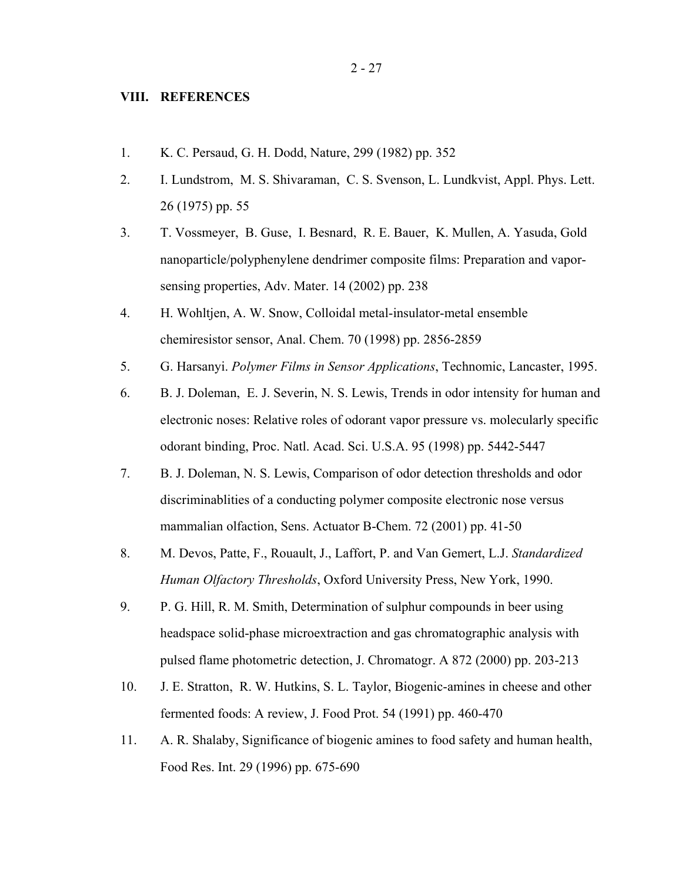## VIII. REFERENCES

1. K. C. Persaud, G. H. Dodd, Nature, 299 (1982) pp. 352
2. I. Lundstrom, M. S. Shivaraman, C. S. Svenson, L. Lundkvist, Appl. Phys. Lett. 26 (1975) pp. 55
3. T. Vossmeyer, B. Guse, I. Besnard, R. E. Bauer, K. Mullen, A. Yasuda, Gold nanoparticle/polyphenylene dendrimer composite films: Preparation and vapor-sensing properties, Adv. Mater. 14 (2002) pp. 238
4. H. Wohltjen, A. W. Snow, Colloidal metal-insulator-metal ensemble chemiresistor sensor, Anal. Chem. 70 (1998) pp. 2856-2859
5. G. Harsanyi. *Polymer Films in Sensor Applications*, Technomic, Lancaster, 1995.
6. B. J. Doleman, E. J. Severin, N. S. Lewis, Trends in odor intensity for human and electronic noses: Relative roles of odorant vapor pressure vs. molecularly specific odorant binding, Proc. Natl. Acad. Sci. U.S.A. 95 (1998) pp. 5442-5447
7. B. J. Doleman, N. S. Lewis, Comparison of odor detection thresholds and odor discriminablities of a conducting polymer composite electronic nose versus mammalian olfaction, Sens. Actuator B-Chem. 72 (2001) pp. 41-50
8. M. Devos, Patte, F., Rouault, J., Laffort, P. and Van Gemert, L.J. *Standardized Human Olfactory Thresholds*, Oxford University Press, New York, 1990.
9. P. G. Hill, R. M. Smith, Determination of sulphur compounds in beer using headspace solid-phase microextraction and gas chromatographic analysis with pulsed flame photometric detection, J. Chromatogr. A 872 (2000) pp. 203-213
10. J. E. Stratton, R. W. Hutkins, S. L. Taylor, Biogenic-amines in cheese and other fermented foods: A review, J. Food Prot. 54 (1991) pp. 460-470
11. A. R. Shalaby, Significance of biogenic amines to food safety and human health, Food Res. Int. 29 (1996) pp. 675-690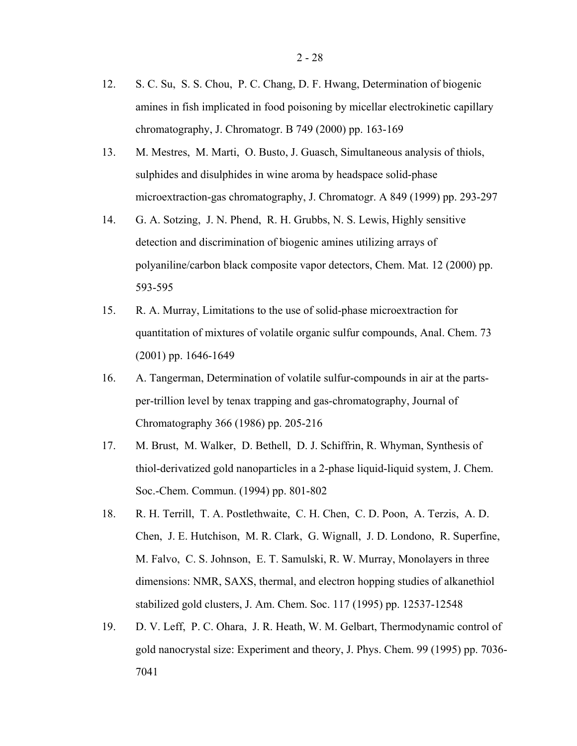12. S. C. Su, S. S. Chou, P. C. Chang, D. F. Hwang, Determination of biogenic amines in fish implicated in food poisoning by micellar electrokinetic capillary chromatography, J. Chromatogr. B 749 (2000) pp. 163-169

13. M. Mestres, M. Marti, O. Busto, J. Guasch, Simultaneous analysis of thiols, sulphides and disulphides in wine aroma by headspace solid-phase microextraction-gas chromatography, J. Chromatogr. A 849 (1999) pp. 293-297

14. G. A. Sotzing, J. N. Phend, R. H. Grubbs, N. S. Lewis, Highly sensitive detection and discrimination of biogenic amines utilizing arrays of polyaniline/carbon black composite vapor detectors, Chem. Mat. 12 (2000) pp. 593-595

15. R. A. Murray, Limitations to the use of solid-phase microextraction for quantitation of mixtures of volatile organic sulfur compounds, Anal. Chem. 73 (2001) pp. 1646-1649

16. A. Tangerman, Determination of volatile sulfur-compounds in air at the parts-per-trillion level by tenax trapping and gas-chromatography, Journal of Chromatography 366 (1986) pp. 205-216

17. M. Brust, M. Walker, D. Bethell, D. J. Schiffrin, R. Whyman, Synthesis of thiol-derivatized gold nanoparticles in a 2-phase liquid-liquid system, J. Chem. Soc.-Chem. Commun. (1994) pp. 801-802

18. R. H. Terrill, T. A. Postlethwaite, C. H. Chen, C. D. Poon, A. Terzis, A. D. Chen, J. E. Hutchison, M. R. Clark, G. Wignall, J. D. Londono, R. Superfine, M. Falvo, C. S. Johnson, E. T. Samulski, R. W. Murray, Monolayers in three dimensions: NMR, SAXS, thermal, and electron hopping studies of alkanethiol stabilized gold clusters, J. Am. Chem. Soc. 117 (1995) pp. 12537-12548

19. D. V. Leff, P. C. Ohara, J. R. Heath, W. M. Gelbart, Thermodynamic control of gold nanocrystal size: Experiment and theory, J. Phys. Chem. 99 (1995) pp. 7036-7041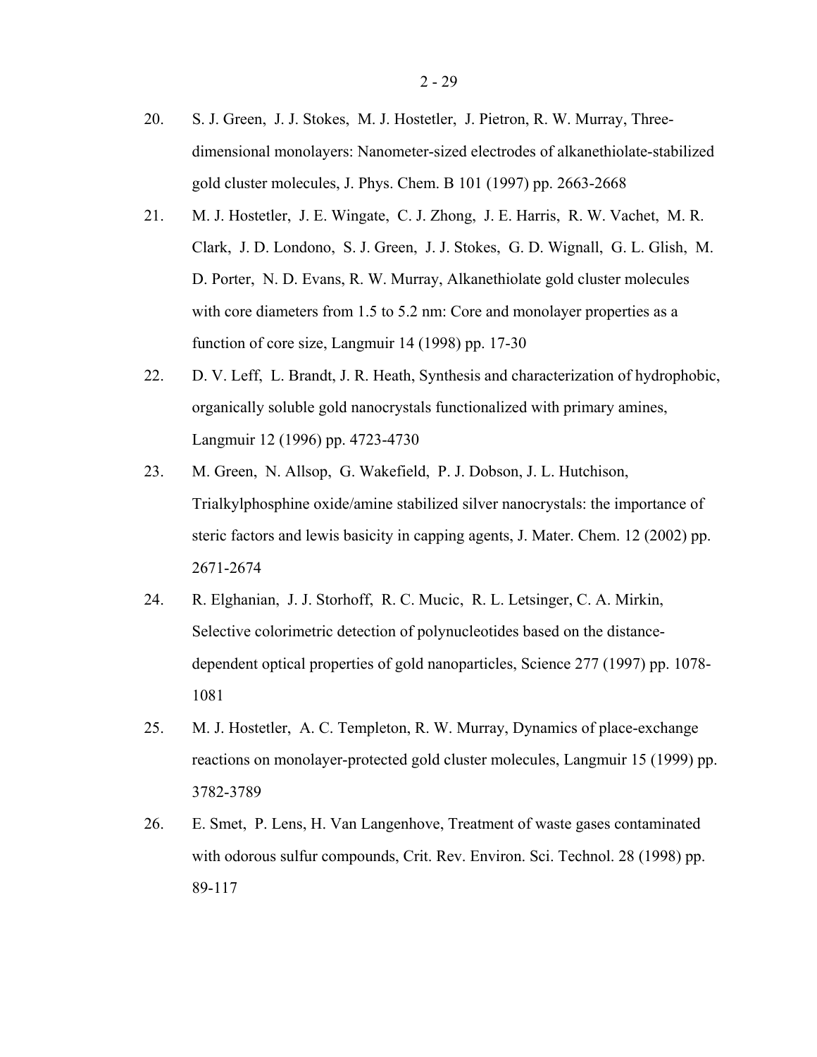20. S. J. Green, J. J. Stokes, M. J. Hostetler, J. Pietron, R. W. Murray, Three-dimensional monolayers: Nanometer-sized electrodes of alkanethiolate-stabilized gold cluster molecules, J. Phys. Chem. B 101 (1997) pp. 2663-2668

21. M. J. Hostetler, J. E. Wingate, C. J. Zhong, J. E. Harris, R. W. Vachet, M. R. Clark, J. D. Londono, S. J. Green, J. J. Stokes, G. D. Wignall, G. L. Glish, M. D. Porter, N. D. Evans, R. W. Murray, Alkanethiolate gold cluster molecules with core diameters from 1.5 to 5.2 nm: Core and monolayer properties as a function of core size, Langmuir 14 (1998) pp. 17-30

22. D. V. Leff, L. Brandt, J. R. Heath, Synthesis and characterization of hydrophobic, organically soluble gold nanocrystals functionalized with primary amines, Langmuir 12 (1996) pp. 4723-4730

23. M. Green, N. Allsop, G. Wakefield, P. J. Dobson, J. L. Hutchison, Trialkylphosphine oxide/amine stabilized silver nanocrystals: the importance of steric factors and lewis basicity in capping agents, J. Mater. Chem. 12 (2002) pp. 2671-2674

24. R. Elghanian, J. J. Storhoff, R. C. Mucic, R. L. Letsinger, C. A. Mirkin, Selective colorimetric detection of polynucleotides based on the distance-dependent optical properties of gold nanoparticles, Science 277 (1997) pp. 1078-1081

25. M. J. Hostetler, A. C. Templeton, R. W. Murray, Dynamics of place-exchange reactions on monolayer-protected gold cluster molecules, Langmuir 15 (1999) pp. 3782-3789

26. E. Smet, P. Lens, H. Van Langenhove, Treatment of waste gases contaminated with odorous sulfur compounds, Crit. Rev. Environ. Sci. Technol. 28 (1998) pp. 89-117